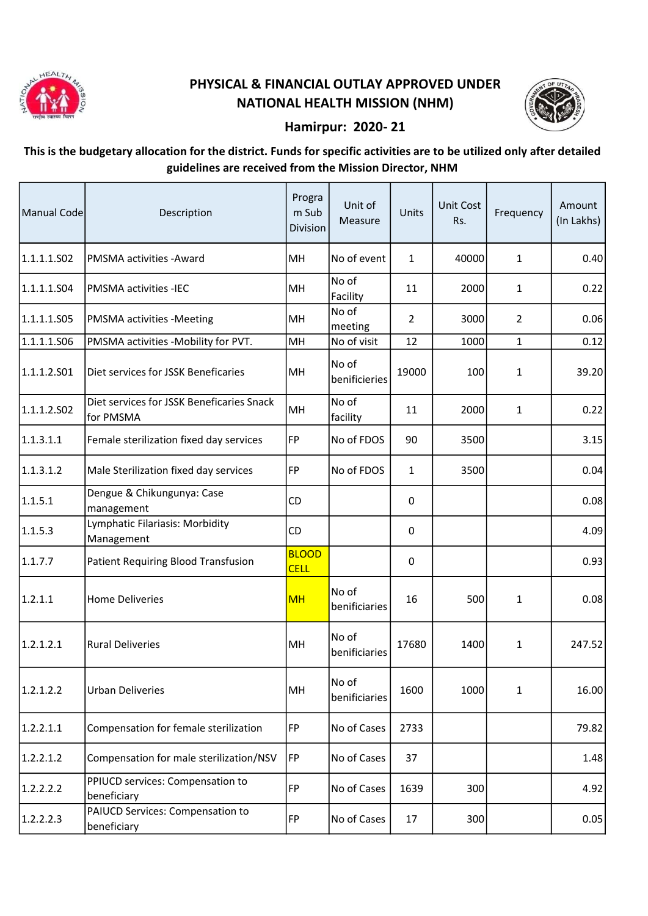# PHYSICAL & FINANCIAL OUTLAY APPROVED UNDER NATIONAL HEALTH MISSION (NHM)

## Hamirpur: 2020- 21

**This is the budgetary allocation for the district. Funds for specific activities are to be utilized only after detailed guidelines are received from the Mission Director, NHM**

| Manual Code | Description | Program Sub Division | Unit of Measure | Units | Unit Cost Rs. | Frequency | Amount (In Lakhs) |
|---|---|---|---|---|---|---|---|
| 1.1.1.1.S02 | PMSMA activities -Award | MH | No of event | 1 | 40000 | 1 | 0.40 |
| 1.1.1.1.S04 | PMSMA activities -IEC | MH | No of Facility | 11 | 2000 | 1 | 0.22 |
| 1.1.1.1.S05 | PMSMA activities -Meeting | MH | No of meeting | 2 | 3000 | 2 | 0.06 |
| 1.1.1.1.S06 | PMSMA activities -Mobility for PVT. | MH | No of visit | 12 | 1000 | 1 | 0.12 |
| 1.1.1.2.S01 | Diet services for JSSK Beneficaries | MH | No of benificieries | 19000 | 100 | 1 | 39.20 |
| 1.1.1.2.S02 | Diet services for JSSK Beneficaries Snack for PMSMA | MH | No of facility | 11 | 2000 | 1 | 0.22 |
| 1.1.3.1.1 | Female sterilization fixed day services | FP | No of FDOS | 90 | 3500 | | 3.15 |
| 1.1.3.1.2 | Male Sterilization fixed day services | FP | No of FDOS | 1 | 3500 | | 0.04 |
| 1.1.5.1 | Dengue & Chikungunya: Case management | CD | | 0 | | | 0.08 |
| 1.1.5.3 | Lymphatic Filariasis: Morbidity Management | CD | | 0 | | | 4.09 |
| 1.1.7.7 | Patient Requiring Blood Transfusion | BLOOD CELL | | 0 | | | 0.93 |
| 1.2.1.1 | Home Deliveries | MH | No of benificiaries | 16 | 500 | 1 | 0.08 |
| 1.2.1.2.1 | Rural Deliveries | MH | No of benificiaries | 17680 | 1400 | 1 | 247.52 |
| 1.2.1.2.2 | Urban Deliveries | MH | No of benificiaries | 1600 | 1000 | 1 | 16.00 |
| 1.2.2.1.1 | Compensation for female sterilization | FP | No of Cases | 2733 | | | 79.82 |
| 1.2.2.1.2 | Compensation for male sterilization/NSV | FP | No of Cases | 37 | | | 1.48 |
| 1.2.2.2.2 | PPIUCD services: Compensation to beneficiary | FP | No of Cases | 1639 | 300 | | 4.92 |
| 1.2.2.2.3 | PAIUCD Services: Compensation to beneficiary | FP | No of Cases | 17 | 300 | | 0.05 |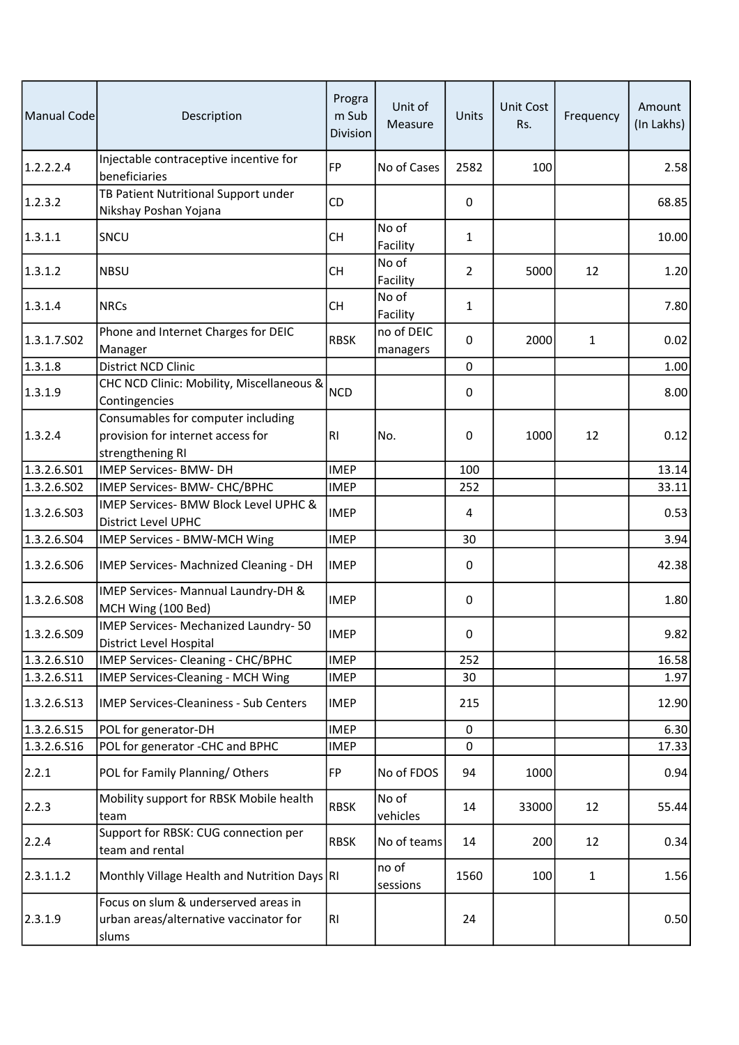| Manual Code | Description | Program Sub Division | Unit of Measure | Units | Unit Cost Rs. | Frequency | Amount (In Lakhs) |
|---|---|---|---|---|---|---|---|
| 1.2.2.2.4 | Injectable contraceptive incentive for beneficiaries | FP | No of Cases | 2582 | 100 | | 2.58 |
| 1.2.3.2 | TB Patient Nutritional Support under Nikshay Poshan Yojana | CD | | 0 | | | 68.85 |
| 1.3.1.1 | SNCU | CH | No of Facility | 1 | | | 10.00 |
| 1.3.1.2 | NBSU | CH | No of Facility | 2 | 5000 | 12 | 1.20 |
| 1.3.1.4 | NRCs | CH | No of Facility | 1 | | | 7.80 |
| 1.3.1.7.S02 | Phone and Internet Charges for DEIC Manager | RBSK | no of DEIC managers | 0 | 2000 | 1 | 0.02 |
| 1.3.1.8 | District NCD Clinic | | | 0 | | | 1.00 |
| 1.3.1.9 | CHC NCD Clinic: Mobility, Miscellaneous & Contingencies | NCD | | 0 | | | 8.00 |
| 1.3.2.4 | Consumables for computer including provision for internet access for strengthening RI | RI | No. | 0 | 1000 | 12 | 0.12 |
| 1.3.2.6.S01 | IMEP Services- BMW- DH | IMEP | | 100 | | | 13.14 |
| 1.3.2.6.S02 | IMEP Services- BMW- CHC/BPHC | IMEP | | 252 | | | 33.11 |
| 1.3.2.6.S03 | IMEP Services- BMW Block Level UPHC & District Level UPHC | IMEP | | 4 | | | 0.53 |
| 1.3.2.6.S04 | IMEP Services - BMW-MCH Wing | IMEP | | 30 | | | 3.94 |
| 1.3.2.6.S06 | IMEP Services- Machnized Cleaning - DH | IMEP | | 0 | | | 42.38 |
| 1.3.2.6.S08 | IMEP Services- Mannual Laundry-DH & MCH Wing (100 Bed) | IMEP | | 0 | | | 1.80 |
| 1.3.2.6.S09 | IMEP Services- Mechanized Laundry- 50 District Level Hospital | IMEP | | 0 | | | 9.82 |
| 1.3.2.6.S10 | IMEP Services- Cleaning - CHC/BPHC | IMEP | | 252 | | | 16.58 |
| 1.3.2.6.S11 | IMEP Services-Cleaning - MCH Wing | IMEP | | 30 | | | 1.97 |
| 1.3.2.6.S13 | IMEP Services-Cleaniness - Sub Centers | IMEP | | 215 | | | 12.90 |
| 1.3.2.6.S15 | POL for generator-DH | IMEP | | 0 | | | 6.30 |
| 1.3.2.6.S16 | POL for generator -CHC and BPHC | IMEP | | 0 | | | 17.33 |
| 2.2.1 | POL for Family Planning/ Others | FP | No of FDOS | 94 | 1000 | | 0.94 |
| 2.2.3 | Mobility support for RBSK Mobile health team | RBSK | No of vehicles | 14 | 33000 | 12 | 55.44 |
| 2.2.4 | Support for RBSK: CUG connection per team and rental | RBSK | No of teams | 14 | 200 | 12 | 0.34 |
| 2.3.1.1.2 | Monthly Village Health and Nutrition Days | RI | no of sessions | 1560 | 100 | 1 | 1.56 |
| 2.3.1.9 | Focus on slum & underserved areas in urban areas/alternative vaccinator for slums | RI | | 24 | | | 0.50 |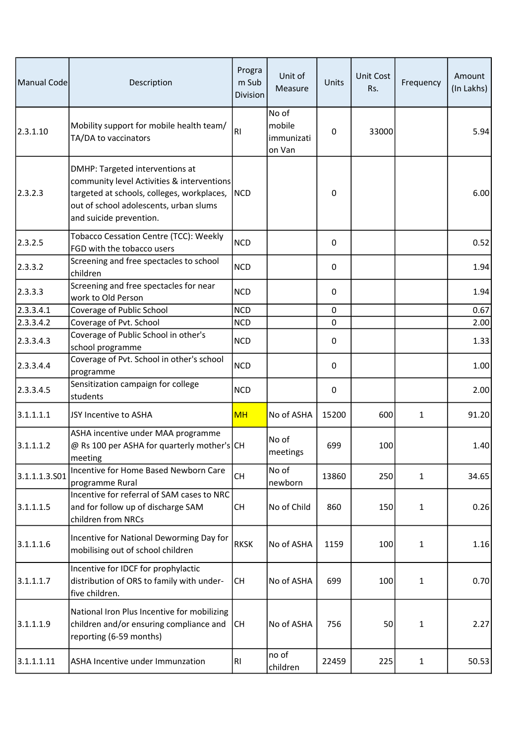| Manual Code | Description | Program Sub Division | Unit of Measure | Units | Unit Cost Rs. | Frequency | Amount (In Lakhs) |
|---|---|---|---|---|---|---|---|
| 2.3.1.10 | Mobility support for mobile health team/ TA/DA to vaccinators | RI | No of mobile immunization Van | 0 | 33000 | | 5.94 |
| 2.3.2.3 | DMHP: Targeted interventions at community level Activities & interventions targeted at schools, colleges, workplaces, out of school adolescents, urban slums and suicide prevention. | NCD | | 0 | | | 6.00 |
| 2.3.2.5 | Tobacco Cessation Centre (TCC): Weekly FGD with the tobacco users | NCD | | 0 | | | 0.52 |
| 2.3.3.2 | Screening and free spectacles to school children | NCD | | 0 | | | 1.94 |
| 2.3.3.3 | Screening and free spectacles for near work to Old Person | NCD | | 0 | | | 1.94 |
| 2.3.3.4.1 | Coverage of Public School | NCD | | 0 | | | 0.67 |
| 2.3.3.4.2 | Coverage of Pvt. School | NCD | | 0 | | | 2.00 |
| 2.3.3.4.3 | Coverage of Public School in other's school programme | NCD | | 0 | | | 1.33 |
| 2.3.3.4.4 | Coverage of Pvt. School in other's school programme | NCD | | 0 | | | 1.00 |
| 2.3.3.4.5 | Sensitization campaign for college students | NCD | | 0 | | | 2.00 |
| 3.1.1.1.1 | JSY Incentive to ASHA | MH | No of ASHA | 15200 | 600 | 1 | 91.20 |
| 3.1.1.1.2 | ASHA incentive under MAA programme @ Rs 100 per ASHA for quarterly mother's meeting | CH | No of meetings | 699 | 100 | | 1.40 |
| 3.1.1.1.3.S01 | Incentive for Home Based Newborn Care programme Rural | CH | No of newborn | 13860 | 250 | 1 | 34.65 |
| 3.1.1.1.5 | Incentive for referral of SAM cases to NRC and for follow up of discharge SAM children from NRCs | CH | No of Child | 860 | 150 | 1 | 0.26 |
| 3.1.1.1.6 | Incentive for National Deworming Day for mobilising out of school children | RKSK | No of ASHA | 1159 | 100 | 1 | 1.16 |
| 3.1.1.1.7 | Incentive for IDCF for prophylactic distribution of ORS to family with under-five children. | CH | No of ASHA | 699 | 100 | 1 | 0.70 |
| 3.1.1.1.9 | National Iron Plus Incentive for mobilizing children and/or ensuring compliance and reporting (6-59 months) | CH | No of ASHA | 756 | 50 | 1 | 2.27 |
| 3.1.1.1.11 | ASHA Incentive under Immunzation | RI | no of children | 22459 | 225 | 1 | 50.53 |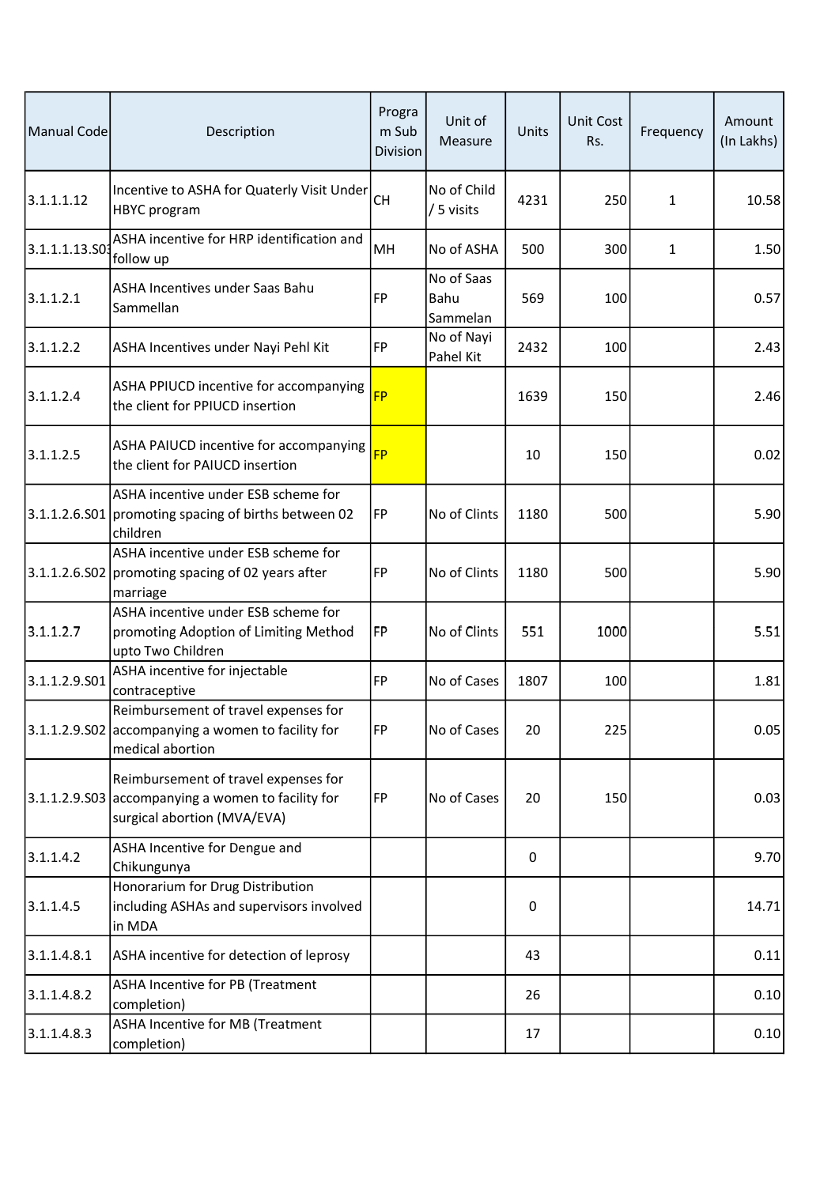| Manual Code | Description | Program Sub Division | Unit of Measure | Units | Unit Cost Rs. | Frequency | Amount (In Lakhs) |
|---|---|---|---|---|---|---|---|
| 3.1.1.1.12 | Incentive to ASHA for Quaterly Visit Under HBYC program | CH | No of Child / 5 visits | 4231 | 250 | 1 | 10.58 |
| 3.1.1.1.13.S01 | ASHA incentive for HRP identification and follow up | MH | No of ASHA | 500 | 300 | 1 | 1.50 |
| 3.1.1.2.1 | ASHA Incentives under Saas Bahu Sammellan | FP | No of Saas Bahu Sammelan | 569 | 100 | | 0.57 |
| 3.1.1.2.2 | ASHA Incentives under Nayi Pehl Kit | FP | No of Nayi Pahel Kit | 2432 | 100 | | 2.43 |
| 3.1.1.2.4 | ASHA PPIUCD incentive for accompanying the client for PPIUCD insertion | FP | | 1639 | 150 | | 2.46 |
| 3.1.1.2.5 | ASHA PAIUCD incentive for accompanying the client for PAIUCD insertion | FP | | 10 | 150 | | 0.02 |
| 3.1.1.2.6.S01 | ASHA incentive under ESB scheme for promoting spacing of births between 02 children | FP | No of Clints | 1180 | 500 | | 5.90 |
| 3.1.1.2.6.S02 | ASHA incentive under ESB scheme for promoting spacing of 02 years after marriage | FP | No of Clints | 1180 | 500 | | 5.90 |
| 3.1.1.2.7 | ASHA incentive under ESB scheme for promoting Adoption of Limiting Method upto Two Children | FP | No of Clints | 551 | 1000 | | 5.51 |
| 3.1.1.2.9.S01 | ASHA incentive for injectable contraceptive | FP | No of Cases | 1807 | 100 | | 1.81 |
| 3.1.1.2.9.S02 | Reimbursement of travel expenses for accompanying a women to facility for medical abortion | FP | No of Cases | 20 | 225 | | 0.05 |
| 3.1.1.2.9.S03 | Reimbursement of travel expenses for accompanying a women to facility for surgical abortion (MVA/EVA) | FP | No of Cases | 20 | 150 | | 0.03 |
| 3.1.1.4.2 | ASHA Incentive for Dengue and Chikungunya | | | 0 | | | 9.70 |
| 3.1.1.4.5 | Honorarium for Drug Distribution including ASHAs and supervisors involved in MDA | | | 0 | | | 14.71 |
| 3.1.1.4.8.1 | ASHA incentive for detection of leprosy | | | 43 | | | 0.11 |
| 3.1.1.4.8.2 | ASHA Incentive for PB (Treatment completion) | | | 26 | | | 0.10 |
| 3.1.1.4.8.3 | ASHA Incentive for MB (Treatment completion) | | | 17 | | | 0.10 |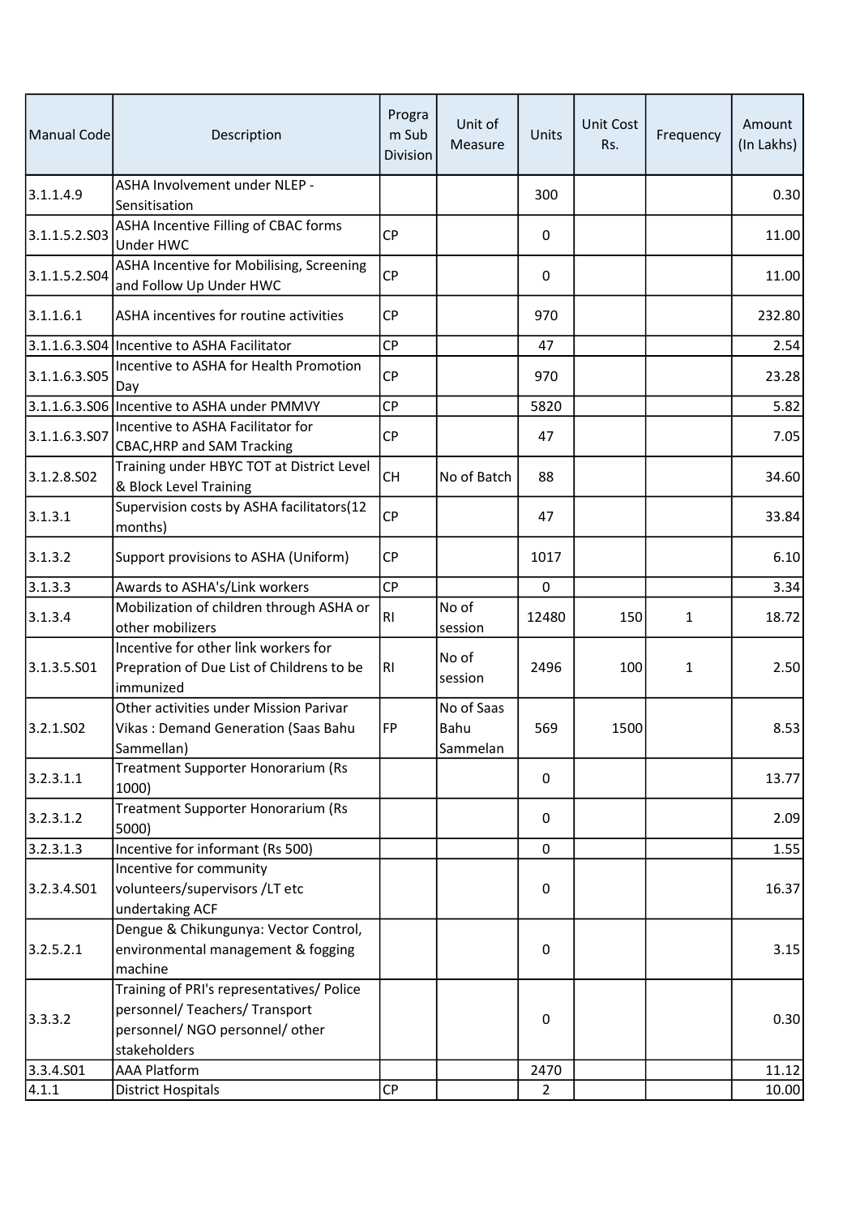| Manual Code | Description | Program Sub Division | Unit of Measure | Units | Unit Cost Rs. | Frequency | Amount (In Lakhs) |
|---|---|---|---|---|---|---|---|
| 3.1.1.4.9 | ASHA Involvement under NLEP - Sensitisation | | | 300 | | | 0.30 |
| 3.1.1.5.2.S03 | ASHA Incentive Filling of CBAC forms Under HWC | CP | | 0 | | | 11.00 |
| 3.1.1.5.2.S04 | ASHA Incentive for Mobilising, Screening and Follow Up Under HWC | CP | | 0 | | | 11.00 |
| 3.1.1.6.1 | ASHA incentives for routine activities | CP | | 970 | | | 232.80 |
| 3.1.1.6.3.S04 | Incentive to ASHA Facilitator | CP | | 47 | | | 2.54 |
| 3.1.1.6.3.S05 | Incentive to ASHA for Health Promotion Day | CP | | 970 | | | 23.28 |
| 3.1.1.6.3.S06 | Incentive to ASHA under PMMVY | CP | | 5820 | | | 5.82 |
| 3.1.1.6.3.S07 | Incentive to ASHA Facilitator for CBAC,HRP and SAM Tracking | CP | | 47 | | | 7.05 |
| 3.1.2.8.S02 | Training under HBYC TOT at District Level & Block Level Training | CH | No of Batch | 88 | | | 34.60 |
| 3.1.3.1 | Supervision costs by ASHA facilitators(12 months) | CP | | 47 | | | 33.84 |
| 3.1.3.2 | Support provisions to ASHA (Uniform) | CP | | 1017 | | | 6.10 |
| 3.1.3.3 | Awards to ASHA's/Link workers | CP | | 0 | | | 3.34 |
| 3.1.3.4 | Mobilization of children through ASHA or other mobilizers | RI | No of session | 12480 | 150 | 1 | 18.72 |
| 3.1.3.5.S01 | Incentive for other link workers for Prepration of Due List of Childrens to be immunized | RI | No of session | 2496 | 100 | 1 | 2.50 |
| 3.2.1.S02 | Other activities under Mission Parivar Vikas : Demand Generation (Saas Bahu Sammellan) | FP | No of Saas Bahu Sammelan | 569 | 1500 | | 8.53 |
| 3.2.3.1.1 | Treatment Supporter Honorarium (Rs 1000) | | | 0 | | | 13.77 |
| 3.2.3.1.2 | Treatment Supporter Honorarium (Rs 5000) | | | 0 | | | 2.09 |
| 3.2.3.1.3 | Incentive for informant (Rs 500) | | | 0 | | | 1.55 |
| 3.2.3.4.S01 | Incentive for community volunteers/supervisors /LT etc undertaking ACF | | | 0 | | | 16.37 |
| 3.2.5.2.1 | Dengue & Chikungunya: Vector Control, environmental management & fogging machine | | | 0 | | | 3.15 |
| 3.3.3.2 | Training of PRI's representatives/ Police personnel/ Teachers/ Transport personnel/ NGO personnel/ other stakeholders | | | 0 | | | 0.30 |
| 3.3.4.S01 | AAA Platform | | | 2470 | | | 11.12 |
| 4.1.1 | District Hospitals | CP | | 2 | | | 10.00 |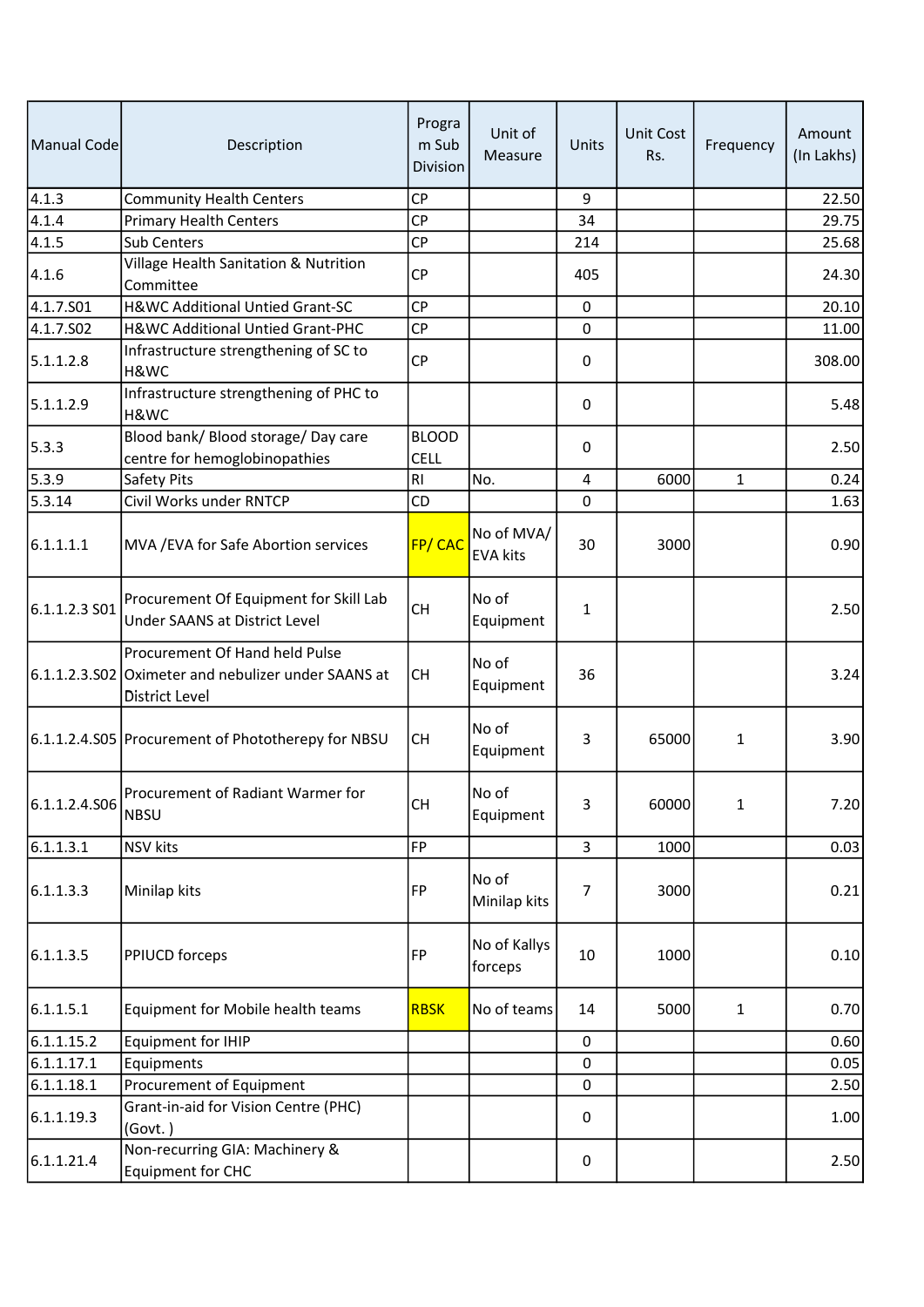| Manual Code | Description | Program Sub Division | Unit of Measure | Units | Unit Cost Rs. | Frequency | Amount (In Lakhs) |
|---|---|---|---|---|---|---|---|
| 4.1.3 | Community Health Centers | CP | | 9 | | | 22.50 |
| 4.1.4 | Primary Health Centers | CP | | 34 | | | 29.75 |
| 4.1.5 | Sub Centers | CP | | 214 | | | 25.68 |
| 4.1.6 | Village Health Sanitation & Nutrition Committee | CP | | 405 | | | 24.30 |
| 4.1.7.S01 | H&WC Additional Untied Grant-SC | CP | | 0 | | | 20.10 |
| 4.1.7.S02 | H&WC Additional Untied Grant-PHC | CP | | 0 | | | 11.00 |
| 5.1.1.2.8 | Infrastructure strengthening of SC to H&WC | CP | | 0 | | | 308.00 |
| 5.1.1.2.9 | Infrastructure strengthening of PHC to H&WC | | | 0 | | | 5.48 |
| 5.3.3 | Blood bank/ Blood storage/ Day care centre for hemoglobinopathies | BLOOD CELL | | 0 | | | 2.50 |
| 5.3.9 | Safety Pits | RI | No. | 4 | 6000 | 1 | 0.24 |
| 5.3.14 | Civil Works under RNTCP | CD | | 0 | | | 1.63 |
| 6.1.1.1.1 | MVA /EVA for Safe Abortion services | FP/ CAC | No of MVA/ EVA kits | 30 | 3000 | | 0.90 |
| 6.1.1.2.3 S01 | Procurement Of Equipment for Skill Lab Under SAANS at District Level | CH | No of Equipment | 1 | | | 2.50 |
| 6.1.1.2.3.S02 | Procurement Of Hand held Pulse Oximeter and nebulizer under SAANS at District Level | CH | No of Equipment | 36 | | | 3.24 |
| 6.1.1.2.4.S05 | Procurement of Phototherepy for NBSU | CH | No of Equipment | 3 | 65000 | 1 | 3.90 |
| 6.1.1.2.4.S06 | Procurement of Radiant Warmer for NBSU | CH | No of Equipment | 3 | 60000 | 1 | 7.20 |
| 6.1.1.3.1 | NSV kits | FP | | 3 | 1000 | | 0.03 |
| 6.1.1.3.3 | Minilap kits | FP | No of Minilap kits | 7 | 3000 | | 0.21 |
| 6.1.1.3.5 | PPIUCD forceps | FP | No of Kallys forceps | 10 | 1000 | | 0.10 |
| 6.1.1.5.1 | Equipment for Mobile health teams | RBSK | No of teams | 14 | 5000 | 1 | 0.70 |
| 6.1.1.15.2 | Equipment for IHIP | | | 0 | | | 0.60 |
| 6.1.1.17.1 | Equipments | | | 0 | | | 0.05 |
| 6.1.1.18.1 | Procurement of Equipment | | | 0 | | | 2.50 |
| 6.1.1.19.3 | Grant-in-aid for Vision Centre (PHC) (Govt. ) | | | 0 | | | 1.00 |
| 6.1.1.21.4 | Non-recurring GIA: Machinery & Equipment for CHC | | | 0 | | | 2.50 |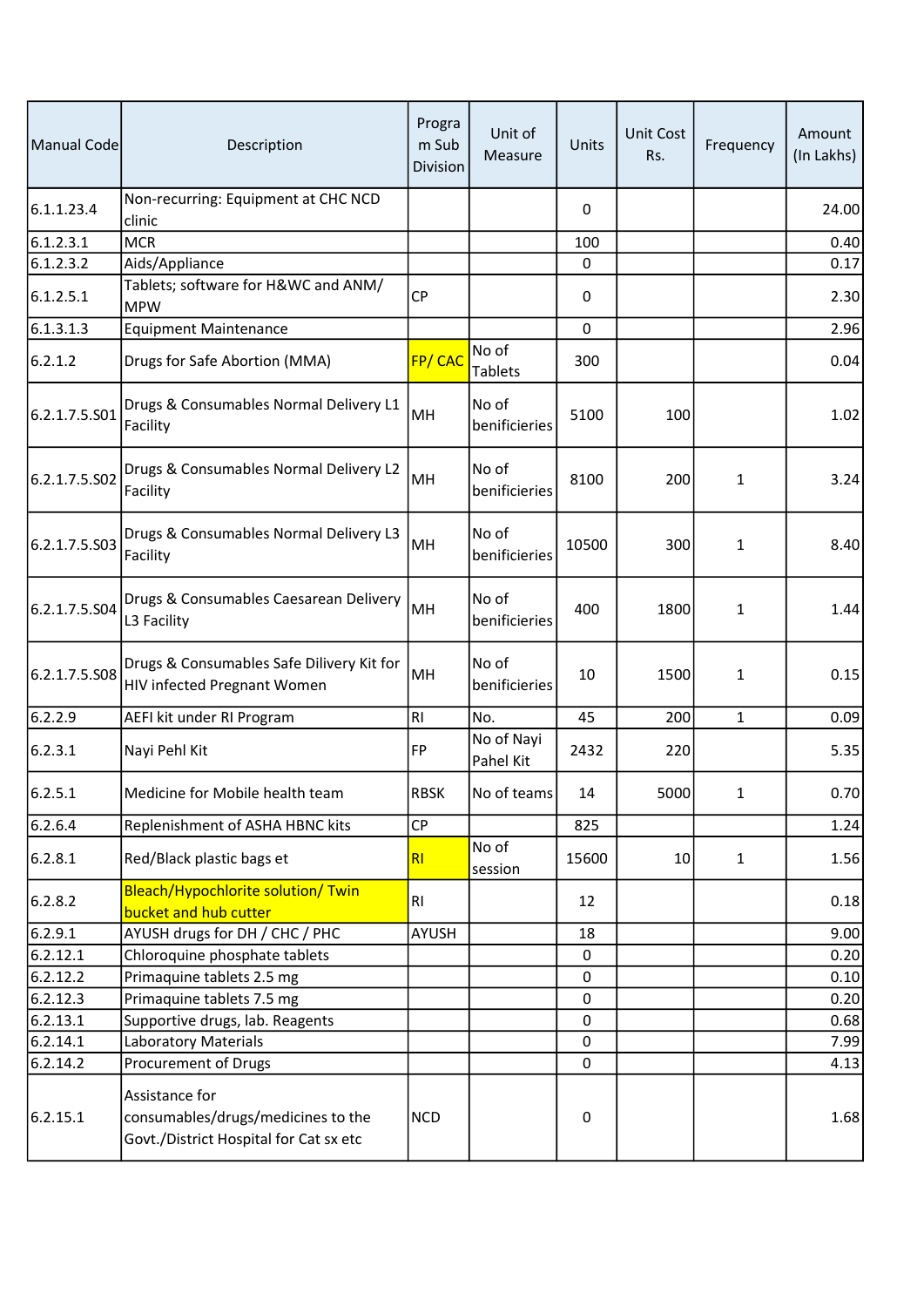| Manual Code | Description | Program Sub Division | Unit of Measure | Units | Unit Cost Rs. | Frequency | Amount (In Lakhs) |
|---|---|---|---|---|---|---|---|
| 6.1.1.23.4 | Non-recurring: Equipment at CHC NCD clinic | | | 0 | | | 24.00 |
| 6.1.2.3.1 | MCR | | | 100 | | | 0.40 |
| 6.1.2.3.2 | Aids/Appliance | | | 0 | | | 0.17 |
| 6.1.2.5.1 | Tablets; software for H&WC and ANM/ MPW | CP | | 0 | | | 2.30 |
| 6.1.3.1.3 | Equipment Maintenance | | | 0 | | | 2.96 |
| 6.2.1.2 | Drugs for Safe Abortion (MMA) | FP/ CAC | No of Tablets | 300 | | | 0.04 |
| 6.2.1.7.5.S01 | Drugs & Consumables Normal Delivery L1 Facility | MH | No of benificieries | 5100 | 100 | | 1.02 |
| 6.2.1.7.5.S02 | Drugs & Consumables Normal Delivery L2 Facility | MH | No of benificieries | 8100 | 200 | 1 | 3.24 |
| 6.2.1.7.5.S03 | Drugs & Consumables Normal Delivery L3 Facility | MH | No of benificieries | 10500 | 300 | 1 | 8.40 |
| 6.2.1.7.5.S04 | Drugs & Consumables Caesarean Delivery L3 Facility | MH | No of benificieries | 400 | 1800 | 1 | 1.44 |
| 6.2.1.7.5.S08 | Drugs & Consumables Safe Dilivery Kit for HIV infected Pregnant Women | MH | No of benificieries | 10 | 1500 | 1 | 0.15 |
| 6.2.2.9 | AEFI kit under RI Program | RI | No. | 45 | 200 | 1 | 0.09 |
| 6.2.3.1 | Nayi Pehl Kit | FP | No of Nayi Pahel Kit | 2432 | 220 | | 5.35 |
| 6.2.5.1 | Medicine for Mobile health team | RBSK | No of teams | 14 | 5000 | 1 | 0.70 |
| 6.2.6.4 | Replenishment of ASHA HBNC kits | CP | | 825 | | | 1.24 |
| 6.2.8.1 | Red/Black plastic bags et | RI | No of session | 15600 | 10 | 1 | 1.56 |
| 6.2.8.2 | Bleach/Hypochlorite solution/ Twin bucket and hub cutter | RI | | 12 | | | 0.18 |
| 6.2.9.1 | AYUSH drugs for DH / CHC / PHC | AYUSH | | 18 | | | 9.00 |
| 6.2.12.1 | Chloroquine phosphate tablets | | | 0 | | | 0.20 |
| 6.2.12.2 | Primaquine tablets 2.5 mg | | | 0 | | | 0.10 |
| 6.2.12.3 | Primaquine tablets 7.5 mg | | | 0 | | | 0.20 |
| 6.2.13.1 | Supportive drugs, lab. Reagents | | | 0 | | | 0.68 |
| 6.2.14.1 | Laboratory Materials | | | 0 | | | 7.99 |
| 6.2.14.2 | Procurement of Drugs | | | 0 | | | 4.13 |
| 6.2.15.1 | Assistance for consumables/drugs/medicines to the Govt./District Hospital for Cat sx etc | NCD | | 0 | | | 1.68 |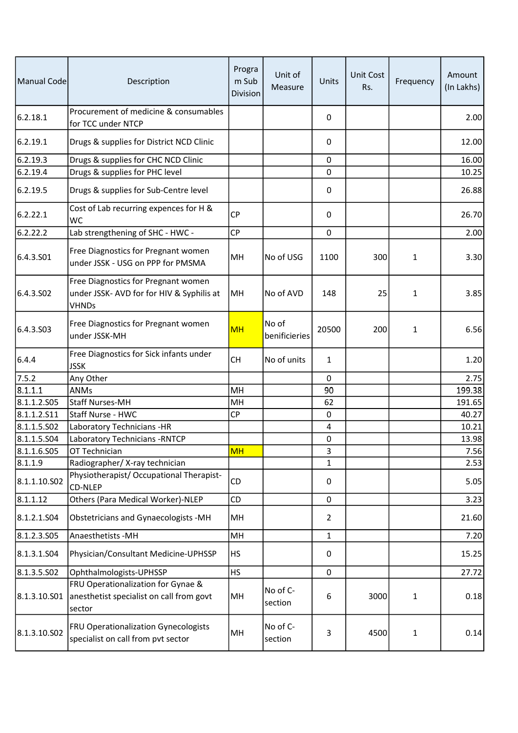| Manual Code | Description | Program Sub Division | Unit of Measure | Units | Unit Cost Rs. | Frequency | Amount (In Lakhs) |
|---|---|---|---|---|---|---|---|
| 6.2.18.1 | Procurement of medicine & consumables for TCC under NTCP | | | 0 | | | 2.00 |
| 6.2.19.1 | Drugs & supplies for District NCD Clinic | | | 0 | | | 12.00 |
| 6.2.19.3 | Drugs & supplies for CHC NCD Clinic | | | 0 | | | 16.00 |
| 6.2.19.4 | Drugs & supplies for PHC level | | | 0 | | | 10.25 |
| 6.2.19.5 | Drugs & supplies for Sub-Centre level | | | 0 | | | 26.88 |
| 6.2.22.1 | Cost of Lab recurring expences for H & WC | CP | | 0 | | | 26.70 |
| 6.2.22.2 | Lab strengthening of SHC - HWC - | CP | | 0 | | | 2.00 |
| 6.4.3.S01 | Free Diagnostics for Pregnant women under JSSK - USG on PPP for PMSMA | MH | No of USG | 1100 | 300 | 1 | 3.30 |
| 6.4.3.S02 | Free Diagnostics for Pregnant women under JSSK- AVD for for HIV & Syphilis at VHNDs | MH | No of AVD | 148 | 25 | 1 | 3.85 |
| 6.4.3.S03 | Free Diagnostics for Pregnant women under JSSK-MH | MH | No of benificieries | 20500 | 200 | 1 | 6.56 |
| 6.4.4 | Free Diagnostics for Sick infants under JSSK | CH | No of units | 1 | | | 1.20 |
| 7.5.2 | Any Other | | | 0 | | | 2.75 |
| 8.1.1.1 | ANMs | MH | | 90 | | | 199.38 |
| 8.1.1.2.S05 | Staff Nurses-MH | MH | | 62 | | | 191.65 |
| 8.1.1.2.S11 | Staff Nurse - HWC | CP | | 0 | | | 40.27 |
| 8.1.1.5.S02 | Laboratory Technicians -HR | | | 4 | | | 10.21 |
| 8.1.1.5.S04 | Laboratory Technicians -RNTCP | | | 0 | | | 13.98 |
| 8.1.1.6.S05 | OT Technician | MH | | 3 | | | 7.56 |
| 8.1.1.9 | Radiographer/ X-ray technician | | | 1 | | | 2.53 |
| 8.1.1.10.S02 | Physiotherapist/ Occupational Therapist-CD-NLEP | CD | | 0 | | | 5.05 |
| 8.1.1.12 | Others (Para Medical Worker)-NLEP | CD | | 0 | | | 3.23 |
| 8.1.2.1.S04 | Obstetricians and Gynaecologists -MH | MH | | 2 | | | 21.60 |
| 8.1.2.3.S05 | Anaesthetists -MH | MH | | 1 | | | 7.20 |
| 8.1.3.1.S04 | Physician/Consultant Medicine-UPHSSP | HS | | 0 | | | 15.25 |
| 8.1.3.5.S02 | Ophthalmologists-UPHSSP | HS | | 0 | | | 27.72 |
| 8.1.3.10.S01 | FRU Operationalization for Gynae & anesthetist specialist on call from govt sector | MH | No of C-section | 6 | 3000 | 1 | 0.18 |
| 8.1.3.10.S02 | FRU Operationalization Gynecologists specialist on call from pvt sector | MH | No of C-section | 3 | 4500 | 1 | 0.14 |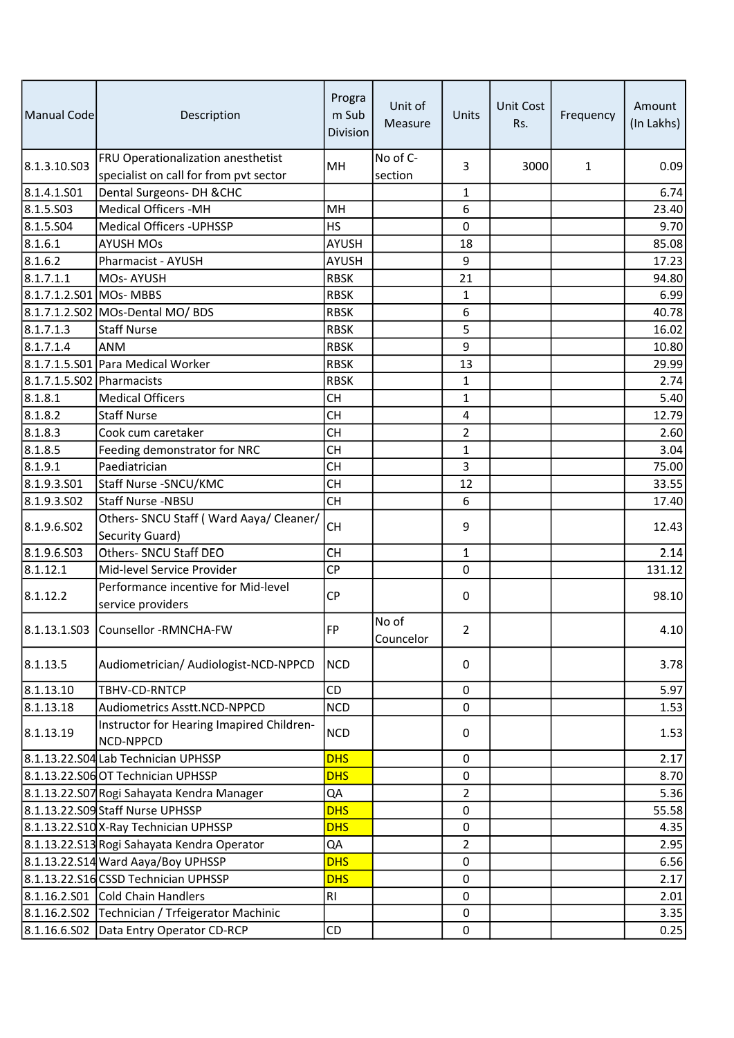| Manual Code | Description | Program Sub Division | Unit of Measure | Units | Unit Cost Rs. | Frequency | Amount (In Lakhs) |
|---|---|---|---|---|---|---|---|
| 8.1.3.10.S03 | FRU Operationalization anesthetist specialist on call for from pvt sector | MH | No of C-section | 3 | 3000 | 1 | 0.09 |
| 8.1.4.1.S01 | Dental Surgeons- DH &CHC | | | 1 | | | 6.74 |
| 8.1.5.S03 | Medical Officers -MH | MH | | 6 | | | 23.40 |
| 8.1.5.S04 | Medical Officers -UPHSSP | HS | | 0 | | | 9.70 |
| 8.1.6.1 | AYUSH MOs | AYUSH | | 18 | | | 85.08 |
| 8.1.6.2 | Pharmacist - AYUSH | AYUSH | | 9 | | | 17.23 |
| 8.1.7.1.1 | MOs- AYUSH | RBSK | | 21 | | | 94.80 |
| 8.1.7.1.2.S01 | MOs- MBBS | RBSK | | 1 | | | 6.99 |
| 8.1.7.1.2.S02 | MOs-Dental MO/ BDS | RBSK | | 6 | | | 40.78 |
| 8.1.7.1.3 | Staff Nurse | RBSK | | 5 | | | 16.02 |
| 8.1.7.1.4 | ANM | RBSK | | 9 | | | 10.80 |
| 8.1.7.1.5.S01 | Para Medical Worker | RBSK | | 13 | | | 29.99 |
| 8.1.7.1.5.S02 | Pharmacists | RBSK | | 1 | | | 2.74 |
| 8.1.8.1 | Medical Officers | CH | | 1 | | | 5.40 |
| 8.1.8.2 | Staff Nurse | CH | | 4 | | | 12.79 |
| 8.1.8.3 | Cook cum caretaker | CH | | 2 | | | 2.60 |
| 8.1.8.5 | Feeding demonstrator for NRC | CH | | 1 | | | 3.04 |
| 8.1.9.1 | Paediatrician | CH | | 3 | | | 75.00 |
| 8.1.9.3.S01 | Staff Nurse -SNCU/KMC | CH | | 12 | | | 33.55 |
| 8.1.9.3.S02 | Staff Nurse -NBSU | CH | | 6 | | | 17.40 |
| 8.1.9.6.S02 | Others- SNCU Staff ( Ward Aaya/ Cleaner/ Security Guard) | CH | | 9 | | | 12.43 |
| 8.1.9.6.S03 | Others- SNCU Staff DEO | CH | | 1 | | | 2.14 |
| 8.1.12.1 | Mid-level Service Provider | CP | | 0 | | | 131.12 |
| 8.1.12.2 | Performance incentive for Mid-level service providers | CP | | 0 | | | 98.10 |
| 8.1.13.1.S03 | Counsellor -RMNCHA-FW | FP | No of Councolor | 2 | | | 4.10 |
| 8.1.13.5 | Audiometrician/ Audiologist-NCD-NPPCD | NCD | | 0 | | | 3.78 |
| 8.1.13.10 | TBHV-CD-RNTCP | CD | | 0 | | | 5.97 |
| 8.1.13.18 | Audiometrics Asstt.NCD-NPPCD | NCD | | 0 | | | 1.53 |
| 8.1.13.19 | Instructor for Hearing Impaired Children-NCD-NPPCD | NCD | | 0 | | | 1.53 |
| 8.1.13.22.S04 | Lab Technician UPHSSP | DHS | | 0 | | | 2.17 |
| 8.1.13.22.S06 | OT Technician UPHSSP | DHS | | 0 | | | 8.70 |
| 8.1.13.22.S07 | Rogi Sahayata Kendra Manager | QA | | 2 | | | 5.36 |
| 8.1.13.22.S09 | Staff Nurse UPHSSP | DHS | | 0 | | | 55.58 |
| 8.1.13.22.S10 | X-Ray Technician UPHSSP | DHS | | 0 | | | 4.35 |
| 8.1.13.22.S13 | Rogi Sahayata Kendra Operator | QA | | 2 | | | 2.95 |
| 8.1.13.22.S14 | Ward Aaya/Boy UPHSSP | DHS | | 0 | | | 6.56 |
| 8.1.13.22.S16 | CSSD Technician UPHSSP | DHS | | 0 | | | 2.17 |
| 8.1.16.2.S01 | Cold Chain Handlers | RI | | 0 | | | 2.01 |
| 8.1.16.2.S02 | Technician / Trfeigerator Machinic | | | 0 | | | 3.35 |
| 8.1.16.6.S02 | Data Entry Operator CD-RCP | CD | | 0 | | | 0.25 |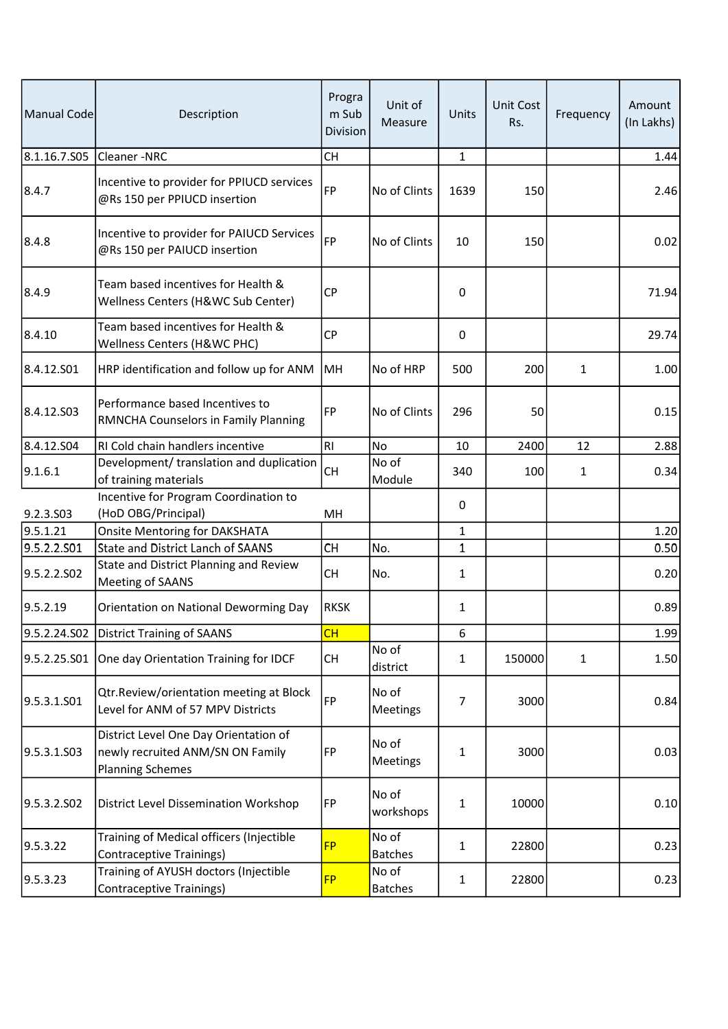| Manual Code | Description | Program Sub Division | Unit of Measure | Units | Unit Cost Rs. | Frequency | Amount (In Lakhs) |
|---|---|---|---|---|---|---|---|
| 8.1.16.7.S05 | Cleaner -NRC | CH | | 1 | | | 1.44 |
| 8.4.7 | Incentive to provider for PPIUCD services @Rs 150 per PPIUCD insertion | FP | No of Clints | 1639 | 150 | | 2.46 |
| 8.4.8 | Incentive to provider for PAIUCD Services @Rs 150 per PAIUCD insertion | FP | No of Clints | 10 | 150 | | 0.02 |
| 8.4.9 | Team based incentives for Health & Wellness Centers (H&WC Sub Center) | CP | | 0 | | | 71.94 |
| 8.4.10 | Team based incentives for Health & Wellness Centers (H&WC PHC) | CP | | 0 | | | 29.74 |
| 8.4.12.S01 | HRP identification and follow up for ANM | MH | No of HRP | 500 | 200 | 1 | 1.00 |
| 8.4.12.S03 | Performance based Incentives to RMNCHA Counselors in Family Planning | FP | No of Clints | 296 | 50 | | 0.15 |
| 8.4.12.S04 | RI Cold chain handlers incentive | RI | No | 10 | 2400 | 12 | 2.88 |
| 9.1.6.1 | Development/ translation and duplication of training materials | CH | No of Module | 340 | 100 | 1 | 0.34 |
| 9.2.3.S03 | Incentive for Program Coordination to (HoD OBG/Principal) | MH | | 0 | | | |
| 9.5.1.21 | Onsite Mentoring for DAKSHATA | | | 1 | | | 1.20 |
| 9.5.2.2.S01 | State and District Lanch of SAANS | CH | No. | 1 | | | 0.50 |
| 9.5.2.2.S02 | State and District Planning and Review Meeting of SAANS | CH | No. | 1 | | | 0.20 |
| 9.5.2.19 | Orientation on National Deworming Day | RKSK | | 1 | | | 0.89 |
| 9.5.2.24.S02 | District Training of SAANS | CH | | 6 | | | 1.99 |
| 9.5.2.25.S01 | One day Orientation Training for IDCF | CH | No of district | 1 | 150000 | 1 | 1.50 |
| 9.5.3.1.S01 | Qtr.Review/orientation meeting at Block Level for ANM of 57 MPV Districts | FP | No of Meetings | 7 | 3000 | | 0.84 |
| 9.5.3.1.S03 | District Level One Day Orientation of newly recruited ANM/SN ON Family Planning Schemes | FP | No of Meetings | 1 | 3000 | | 0.03 |
| 9.5.3.2.S02 | District Level Dissemination Workshop | FP | No of workshops | 1 | 10000 | | 0.10 |
| 9.5.3.22 | Training of Medical officers (Injectible Contraceptive Trainings) | FP | No of Batches | 1 | 22800 | | 0.23 |
| 9.5.3.23 | Training of AYUSH doctors (Injectible Contraceptive Trainings) | FP | No of Batches | 1 | 22800 | | 0.23 |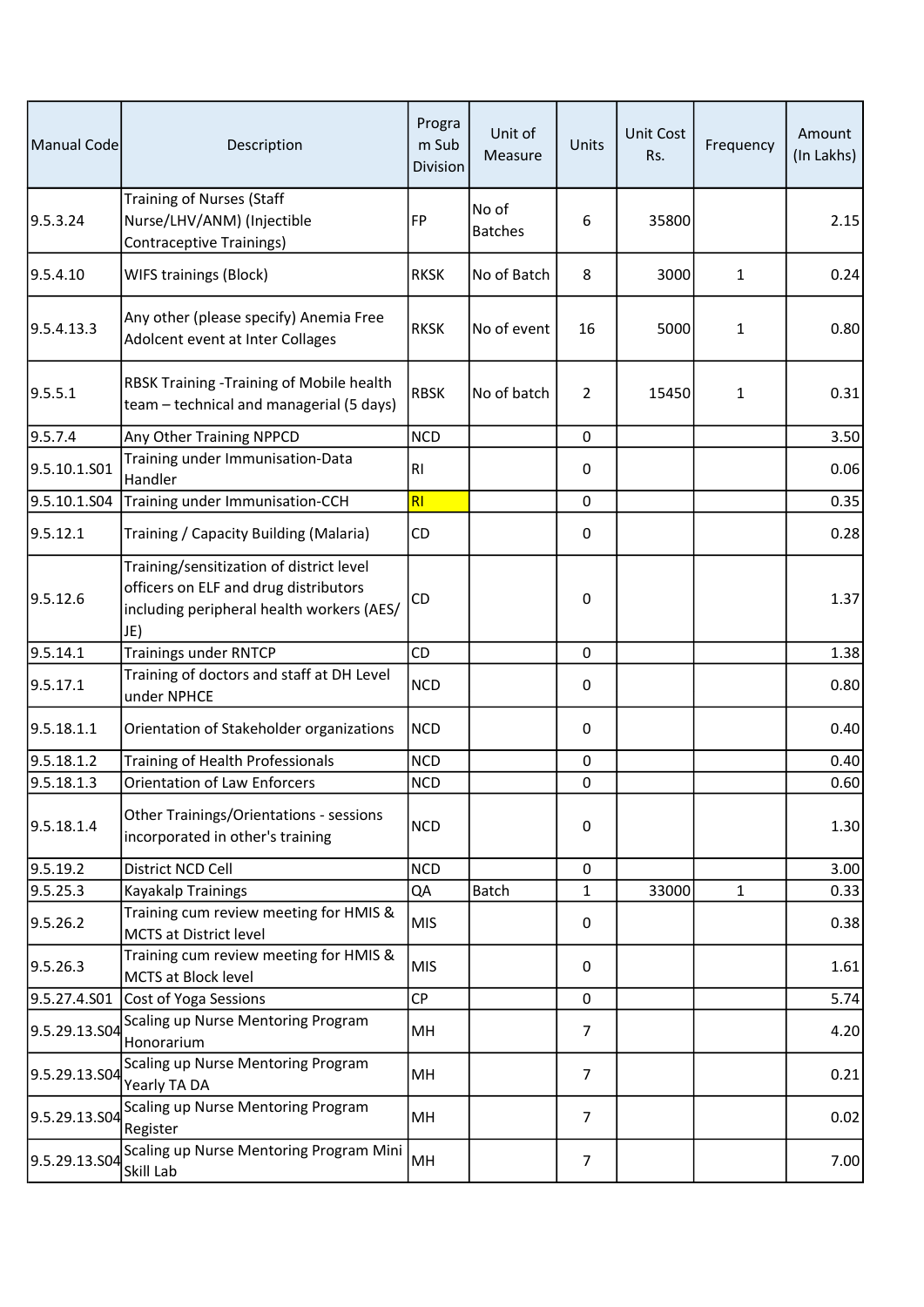| Manual Code | Description | Program Sub Division | Unit of Measure | Units | Unit Cost Rs. | Frequency | Amount (In Lakhs) |
|---|---|---|---|---|---|---|---|
| 9.5.3.24 | Training of Nurses (Staff Nurse/LHV/ANM) (Injectible Contraceptive Trainings) | FP | No of Batches | 6 | 35800 | | 2.15 |
| 9.5.4.10 | WIFS trainings (Block) | RKSK | No of Batch | 8 | 3000 | 1 | 0.24 |
| 9.5.4.13.3 | Any other (please specify) Anemia Free Adolcent event at Inter Collages | RKSK | No of event | 16 | 5000 | 1 | 0.80 |
| 9.5.5.1 | RBSK Training -Training of Mobile health team – technical and managerial (5 days) | RBSK | No of batch | 2 | 15450 | 1 | 0.31 |
| 9.5.7.4 | Any Other Training NPPCD | NCD | | 0 | | | 3.50 |
| 9.5.10.1.S01 | Training under Immunisation-Data Handler | RI | | 0 | | | 0.06 |
| 9.5.10.1.S04 | Training under Immunisation-CCH | RI | | 0 | | | 0.35 |
| 9.5.12.1 | Training / Capacity Building (Malaria) | CD | | 0 | | | 0.28 |
| 9.5.12.6 | Training/sensitization of district level officers on ELF and drug distributors including peripheral health workers (AES/ JE) | CD | | 0 | | | 1.37 |
| 9.5.14.1 | Trainings under RNTCP | CD | | 0 | | | 1.38 |
| 9.5.17.1 | Training of doctors and staff at DH Level under NPHCE | NCD | | 0 | | | 0.80 |
| 9.5.18.1.1 | Orientation of Stakeholder organizations | NCD | | 0 | | | 0.40 |
| 9.5.18.1.2 | Training of Health Professionals | NCD | | 0 | | | 0.40 |
| 9.5.18.1.3 | Orientation of Law Enforcers | NCD | | 0 | | | 0.60 |
| 9.5.18.1.4 | Other Trainings/Orientations - sessions incorporated in other's training | NCD | | 0 | | | 1.30 |
| 9.5.19.2 | District NCD Cell | NCD | | 0 | | | 3.00 |
| 9.5.25.3 | Kayakalp Trainings | QA | Batch | 1 | 33000 | 1 | 0.33 |
| 9.5.26.2 | Training cum review meeting for HMIS & MCTS at District level | MIS | | 0 | | | 0.38 |
| 9.5.26.3 | Training cum review meeting for HMIS & MCTS at Block level | MIS | | 0 | | | 1.61 |
| 9.5.27.4.S01 | Cost of Yoga Sessions | CP | | 0 | | | 5.74 |
| 9.5.29.13.S04 | Scaling up Nurse Mentoring Program Honorarium | MH | | 7 | | | 4.20 |
| 9.5.29.13.S04 | Scaling up Nurse Mentoring Program Yearly TA DA | MH | | 7 | | | 0.21 |
| 9.5.29.13.S04 | Scaling up Nurse Mentoring Program Register | MH | | 7 | | | 0.02 |
| 9.5.29.13.S04 | Scaling up Nurse Mentoring Program Mini Skill Lab | MH | | 7 | | | 7.00 |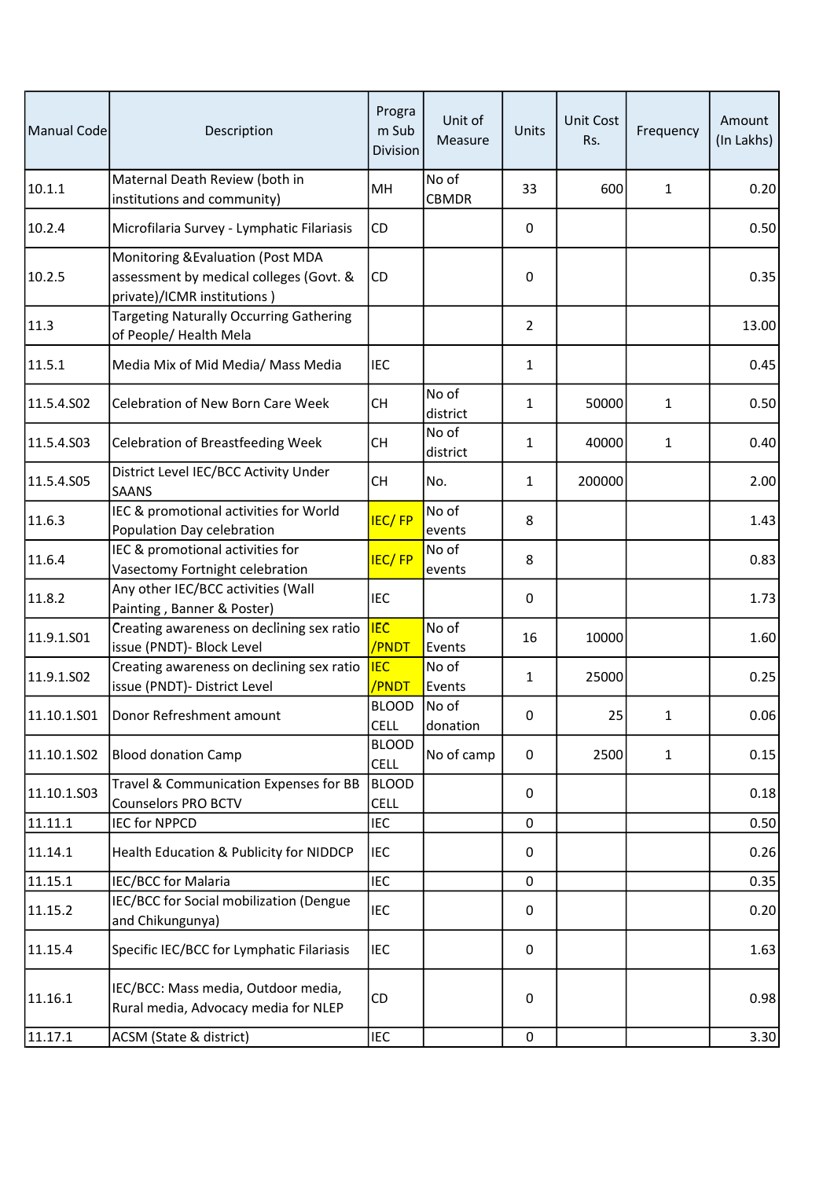| Manual Code | Description | Program Sub Division | Unit of Measure | Units | Unit Cost Rs. | Frequency | Amount (In Lakhs) |
|---|---|---|---|---|---|---|---|
| 10.1.1 | Maternal Death Review (both in institutions and community) | MH | No of CBMDR | 33 | 600 | 1 | 0.20 |
| 10.2.4 | Microfilaria Survey - Lymphatic Filariasis | CD | | 0 | | | 0.50 |
| 10.2.5 | Monitoring &Evaluation (Post MDA assessment by medical colleges (Govt. & private)/ICMR institutions ) | CD | | 0 | | | 0.35 |
| 11.3 | Targeting Naturally Occurring Gathering of People/ Health Mela | | | 2 | | | 13.00 |
| 11.5.1 | Media Mix of Mid Media/ Mass Media | IEC | | 1 | | | 0.45 |
| 11.5.4.S02 | Celebration of New Born Care Week | CH | No of district | 1 | 50000 | 1 | 0.50 |
| 11.5.4.S03 | Celebration of Breastfeeding Week | CH | No of district | 1 | 40000 | 1 | 0.40 |
| 11.5.4.S05 | District Level IEC/BCC Activity Under SAANS | CH | No. | 1 | 200000 | | 2.00 |
| 11.6.3 | IEC & promotional activities for World Population Day celebration | IEC/ FP | No of events | 8 | | | 1.43 |
| 11.6.4 | IEC & promotional activities for Vasectomy Fortnight celebration | IEC/ FP | No of events | 8 | | | 0.83 |
| 11.8.2 | Any other IEC/BCC activities (Wall Painting , Banner & Poster) | IEC | | 0 | | | 1.73 |
| 11.9.1.S01 | Creating awareness on declining sex ratio issue (PNDT)- Block Level | IEC /PNDT | No of Events | 16 | 10000 | | 1.60 |
| 11.9.1.S02 | Creating awareness on declining sex ratio issue (PNDT)- District Level | IEC /PNDT | No of Events | 1 | 25000 | | 0.25 |
| 11.10.1.S01 | Donor Refreshment amount | BLOOD CELL | No of donation | 0 | 25 | 1 | 0.06 |
| 11.10.1.S02 | Blood donation Camp | BLOOD CELL | No of camp | 0 | 2500 | 1 | 0.15 |
| 11.10.1.S03 | Travel & Communication Expenses for BB Counselors PRO BCTV | BLOOD CELL | | 0 | | | 0.18 |
| 11.11.1 | IEC for NPPCD | IEC | | 0 | | | 0.50 |
| 11.14.1 | Health Education & Publicity for NIDDCP | IEC | | 0 | | | 0.26 |
| 11.15.1 | IEC/BCC for Malaria | IEC | | 0 | | | 0.35 |
| 11.15.2 | IEC/BCC for Social mobilization (Dengue and Chikungunya) | IEC | | 0 | | | 0.20 |
| 11.15.4 | Specific IEC/BCC for Lymphatic Filariasis | IEC | | 0 | | | 1.63 |
| 11.16.1 | IEC/BCC: Mass media, Outdoor media, Rural media, Advocacy media for NLEP | CD | | 0 | | | 0.98 |
| 11.17.1 | ACSM (State & district) | IEC | | 0 | | | 3.30 |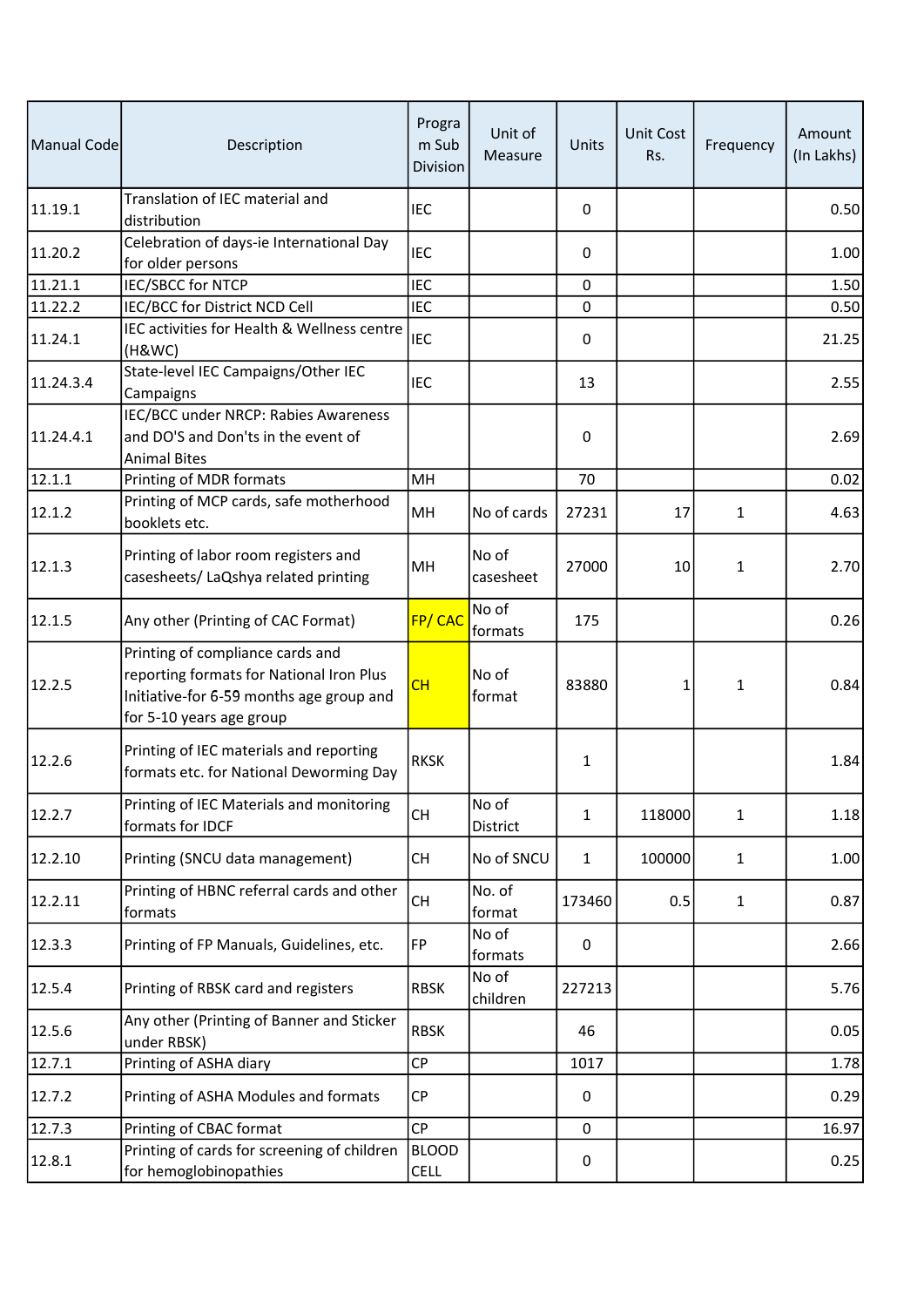| Manual Code | Description | Program Sub Division | Unit of Measure | Units | Unit Cost Rs. | Frequency | Amount (In Lakhs) |
|---|---|---|---|---|---|---|---|
| 11.19.1 | Translation of IEC material and distribution | IEC | | 0 | | | 0.50 |
| 11.20.2 | Celebration of days-ie International Day for older persons | IEC | | 0 | | | 1.00 |
| 11.21.1 | IEC/SBCC for NTCP | IEC | | 0 | | | 1.50 |
| 11.22.2 | IEC/BCC for District NCD Cell | IEC | | 0 | | | 0.50 |
| 11.24.1 | IEC activities for Health & Wellness centre (H&WC) | IEC | | 0 | | | 21.25 |
| 11.24.3.4 | State-level IEC Campaigns/Other IEC Campaigns | IEC | | 13 | | | 2.55 |
| 11.24.4.1 | IEC/BCC under NRCP: Rabies Awareness and DO'S and Don'ts in the event of Animal Bites | | | 0 | | | 2.69 |
| 12.1.1 | Printing of MDR formats | MH | | 70 | | | 0.02 |
| 12.1.2 | Printing of MCP cards, safe motherhood booklets etc. | MH | No of cards | 27231 | 17 | 1 | 4.63 |
| 12.1.3 | Printing of labor room registers and casesheets/ LaQshya related printing | MH | No of casesheet | 27000 | 10 | 1 | 2.70 |
| 12.1.5 | Any other (Printing of CAC Format) | FP/ CAC | No of formats | 175 | | | 0.26 |
| 12.2.5 | Printing of compliance cards and reporting formats for National Iron Plus Initiative-for 6-59 months age group and for 5-10 years age group | CH | No of format | 83880 | 1 | 1 | 0.84 |
| 12.2.6 | Printing of IEC materials and reporting formats etc. for National Deworming Day | RKSK | | 1 | | | 1.84 |
| 12.2.7 | Printing of IEC Materials and monitoring formats for IDCF | CH | No of District | 1 | 118000 | 1 | 1.18 |
| 12.2.10 | Printing (SNCU data management) | CH | No of SNCU | 1 | 100000 | 1 | 1.00 |
| 12.2.11 | Printing of HBNC referral cards and other formats | CH | No. of format | 173460 | 0.5 | 1 | 0.87 |
| 12.3.3 | Printing of FP Manuals, Guidelines, etc. | FP | No of formats | 0 | | | 2.66 |
| 12.5.4 | Printing of RBSK card and registers | RBSK | No of children | 227213 | | | 5.76 |
| 12.5.6 | Any other (Printing of Banner and Sticker under RBSK) | RBSK | | 46 | | | 0.05 |
| 12.7.1 | Printing of ASHA diary | CP | | 1017 | | | 1.78 |
| 12.7.2 | Printing of ASHA Modules and formats | CP | | 0 | | | 0.29 |
| 12.7.3 | Printing of CBAC format | CP | | 0 | | | 16.97 |
| 12.8.1 | Printing of cards for screening of children for hemoglobinopathies | BLOOD CELL | | 0 | | | 0.25 |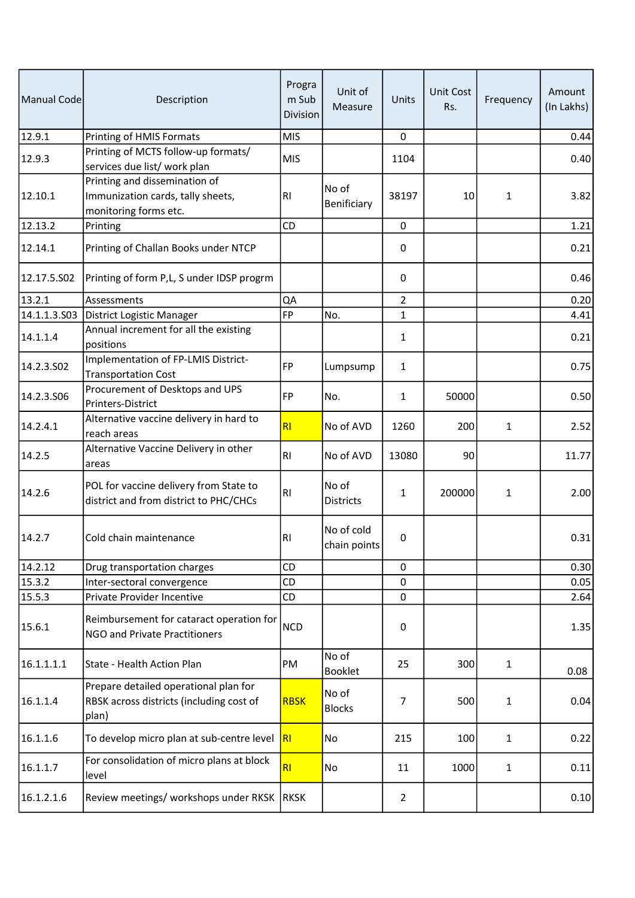| Manual Code | Description | Program Sub Division | Unit of Measure | Units | Unit Cost Rs. | Frequency | Amount (In Lakhs) |
|---|---|---|---|---|---|---|---|
| 12.9.1 | Printing of HMIS Formats | MIS | | 0 | | | 0.44 |
| 12.9.3 | Printing of MCTS follow-up formats/ services due list/ work plan | MIS | | 1104 | | | 0.40 |
| 12.10.1 | Printing and dissemination of Immunization cards, tally sheets, monitoring forms etc. | RI | No of Benificiary | 38197 | 10 | 1 | 3.82 |
| 12.13.2 | Printing | CD | | 0 | | | 1.21 |
| 12.14.1 | Printing of Challan Books under NTCP | | | 0 | | | 0.21 |
| 12.17.5.S02 | Printing of form P,L, S under IDSP progrm | | | 0 | | | 0.46 |
| 13.2.1 | Assessments | QA | | 2 | | | 0.20 |
| 14.1.1.3.S03 | District Logistic Manager | FP | No. | 1 | | | 4.41 |
| 14.1.1.4 | Annual increment for all the existing positions | | | 1 | | | 0.21 |
| 14.2.3.S02 | Implementation of FP-LMIS District-Transportation Cost | FP | Lumpsump | 1 | | | 0.75 |
| 14.2.3.S06 | Procurement of Desktops and UPS Printers-District | FP | No. | 1 | 50000 | | 0.50 |
| 14.2.4.1 | Alternative vaccine delivery in hard to reach areas | RI | No of AVD | 1260 | 200 | 1 | 2.52 |
| 14.2.5 | Alternative Vaccine Delivery in other areas | RI | No of AVD | 13080 | 90 | | 11.77 |
| 14.2.6 | POL for vaccine delivery from State to district and from district to PHC/CHCs | RI | No of Districts | 1 | 200000 | 1 | 2.00 |
| 14.2.7 | Cold chain maintenance | RI | No of cold chain points | 0 | | | 0.31 |
| 14.2.12 | Drug transportation charges | CD | | 0 | | | 0.30 |
| 15.3.2 | Inter-sectoral convergence | CD | | 0 | | | 0.05 |
| 15.5.3 | Private Provider Incentive | CD | | 0 | | | 2.64 |
| 15.6.1 | Reimbursement for cataract operation for NGO and Private Practitioners | NCD | | 0 | | | 1.35 |
| 16.1.1.1.1 | State - Health Action Plan | PM | No of Booklet | 25 | 300 | 1 | 0.08 |
| 16.1.1.4 | Prepare detailed operational plan for RBSK across districts (including cost of plan) | RBSK | No of Blocks | 7 | 500 | 1 | 0.04 |
| 16.1.1.6 | To develop micro plan at sub-centre level | RI | No | 215 | 100 | 1 | 0.22 |
| 16.1.1.7 | For consolidation of micro plans at block level | RI | No | 11 | 1000 | 1 | 0.11 |
| 16.1.2.1.6 | Review meetings/ workshops under RKSK | RKSK | | 2 | | | 0.10 |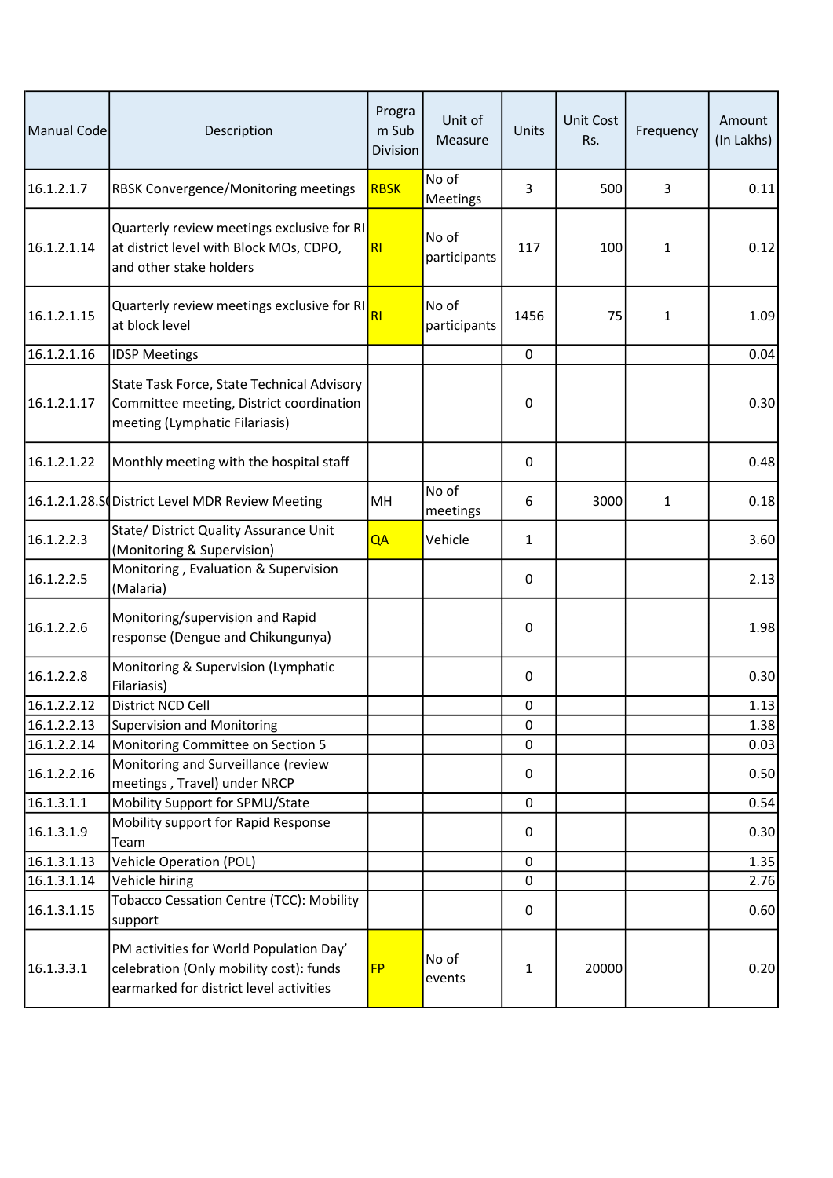| Manual Code | Description | Program Sub Division | Unit of Measure | Units | Unit Cost Rs. | Frequency | Amount (In Lakhs) |
|---|---|---|---|---|---|---|---|
| 16.1.2.1.7 | RBSK Convergence/Monitoring meetings | RBSK | No of Meetings | 3 | 500 | 3 | 0.11 |
| 16.1.2.1.14 | Quarterly review meetings exclusive for RI at district level with Block MOs, CDPO, and other stake holders | RI | No of participants | 117 | 100 | 1 | 0.12 |
| 16.1.2.1.15 | Quarterly review meetings exclusive for RI at block level | RI | No of participants | 1456 | 75 | 1 | 1.09 |
| 16.1.2.1.16 | IDSP Meetings | | | 0 | | | 0.04 |
| 16.1.2.1.17 | State Task Force, State Technical Advisory Committee meeting, District coordination meeting (Lymphatic Filariasis) | | | 0 | | | 0.30 |
| 16.1.2.1.22 | Monthly meeting with the hospital staff | | | 0 | | | 0.48 |
| 16.1.2.1.28.S( | District Level MDR Review Meeting | MH | No of meetings | 6 | 3000 | 1 | 0.18 |
| 16.1.2.2.3 | State/ District Quality Assurance Unit (Monitoring & Supervision) | QA | Vehicle | 1 | | | 3.60 |
| 16.1.2.2.5 | Monitoring , Evaluation & Supervision (Malaria) | | | 0 | | | 2.13 |
| 16.1.2.2.6 | Monitoring/supervision and Rapid response (Dengue and Chikungunya) | | | 0 | | | 1.98 |
| 16.1.2.2.8 | Monitoring & Supervision (Lymphatic Filariasis) | | | 0 | | | 0.30 |
| 16.1.2.2.12 | District NCD Cell | | | 0 | | | 1.13 |
| 16.1.2.2.13 | Supervision and Monitoring | | | 0 | | | 1.38 |
| 16.1.2.2.14 | Monitoring Committee on Section 5 | | | 0 | | | 0.03 |
| 16.1.2.2.16 | Monitoring and Surveillance (review meetings , Travel) under NRCP | | | 0 | | | 0.50 |
| 16.1.3.1.1 | Mobility Support for SPMU/State | | | 0 | | | 0.54 |
| 16.1.3.1.9 | Mobility support for Rapid Response Team | | | 0 | | | 0.30 |
| 16.1.3.1.13 | Vehicle Operation (POL) | | | 0 | | | 1.35 |
| 16.1.3.1.14 | Vehicle hiring | | | 0 | | | 2.76 |
| 16.1.3.1.15 | Tobacco Cessation Centre (TCC): Mobility support | | | 0 | | | 0.60 |
| 16.1.3.3.1 | PM activities for World Population Day' celebration (Only mobility cost): funds earmarked for district level activities | FP | No of events | 1 | 20000 | | 0.20 |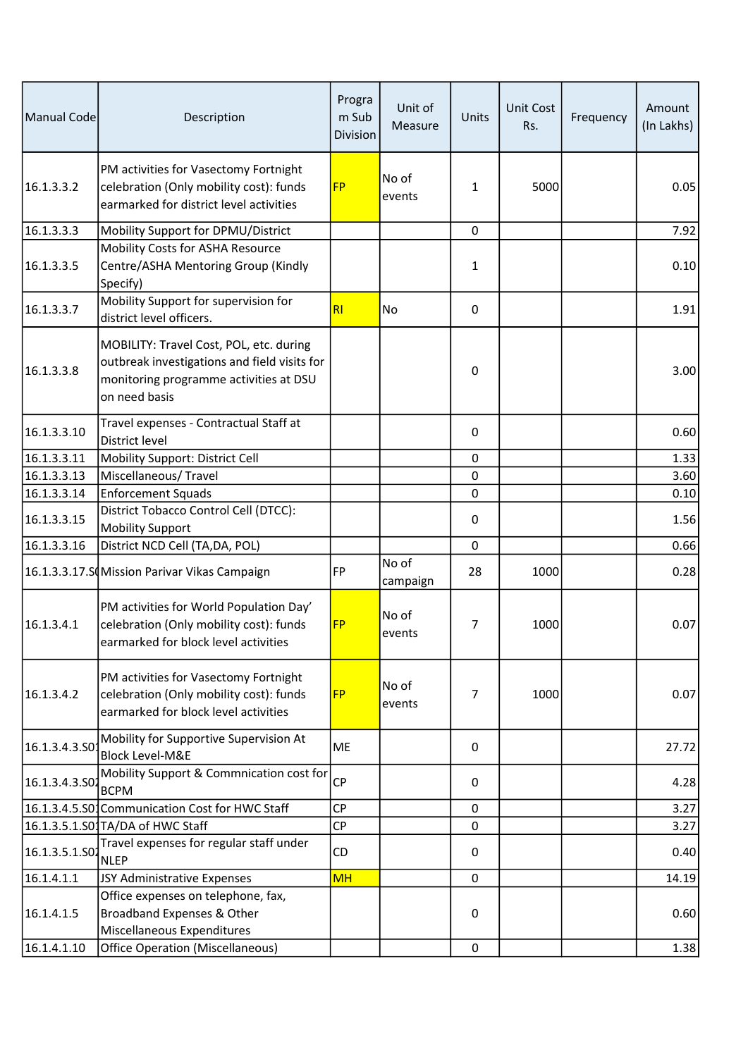| Manual Code | Description | Program Sub Division | Unit of Measure | Units | Unit Cost Rs. | Frequency | Amount (In Lakhs) |
|---|---|---|---|---|---|---|---|
| 16.1.3.3.2 | PM activities for Vasectomy Fortnight celebration (Only mobility cost): funds earmarked for district level activities | FP | No of events | 1 | 5000 | | 0.05 |
| 16.1.3.3.3 | Mobility Support for DPMU/District | | | 0 | | | 7.92 |
| 16.1.3.3.5 | Mobility Costs for ASHA Resource Centre/ASHA Mentoring Group (Kindly Specify) | | | 1 | | | 0.10 |
| 16.1.3.3.7 | Mobility Support for supervision for district level officers. | RI | No | 0 | | | 1.91 |
| 16.1.3.3.8 | MOBILITY: Travel Cost, POL, etc. during outbreak investigations and field visits for monitoring programme activities at DSU on need basis | | | 0 | | | 3.00 |
| 16.1.3.3.10 | Travel expenses - Contractual Staff at District level | | | 0 | | | 0.60 |
| 16.1.3.3.11 | Mobility Support: District Cell | | | 0 | | | 1.33 |
| 16.1.3.3.13 | Miscellaneous/ Travel | | | 0 | | | 3.60 |
| 16.1.3.3.14 | Enforcement Squads | | | 0 | | | 0.10 |
| 16.1.3.3.15 | District Tobacco Control Cell (DTCC): Mobility Support | | | 0 | | | 1.56 |
| 16.1.3.3.16 | District NCD Cell (TA,DA, POL) | | | 0 | | | 0.66 |
| 16.1.3.3.17.S( | Mission Parivar Vikas Campaign | FP | No of campaign | 28 | 1000 | | 0.28 |
| 16.1.3.4.1 | PM activities for World Population Day' celebration (Only mobility cost): funds earmarked for block level activities | FP | No of events | 7 | 1000 | | 0.07 |
| 16.1.3.4.2 | PM activities for Vasectomy Fortnight celebration (Only mobility cost): funds earmarked for block level activities | FP | No of events | 7 | 1000 | | 0.07 |
| 16.1.3.4.3.S01 | Mobility for Supportive Supervision At Block Level-M&E | ME | | 0 | | | 27.72 |
| 16.1.3.4.3.S02 | Mobility Support & Commnication cost for BCPM | CP | | 0 | | | 4.28 |
| 16.1.3.4.5.S01 | Communication Cost for HWC Staff | CP | | 0 | | | 3.27 |
| 16.1.3.5.1.S01 | TA/DA of HWC Staff | CP | | 0 | | | 3.27 |
| 16.1.3.5.1.S02 | Travel expenses for regular staff under NLEP | CD | | 0 | | | 0.40 |
| 16.1.4.1.1 | JSY Administrative Expenses | MH | | 0 | | | 14.19 |
| 16.1.4.1.5 | Office expenses on telephone, fax, Broadband Expenses & Other Miscellaneous Expenditures | | | 0 | | | 0.60 |
| 16.1.4.1.10 | Office Operation (Miscellaneous) | | | 0 | | | 1.38 |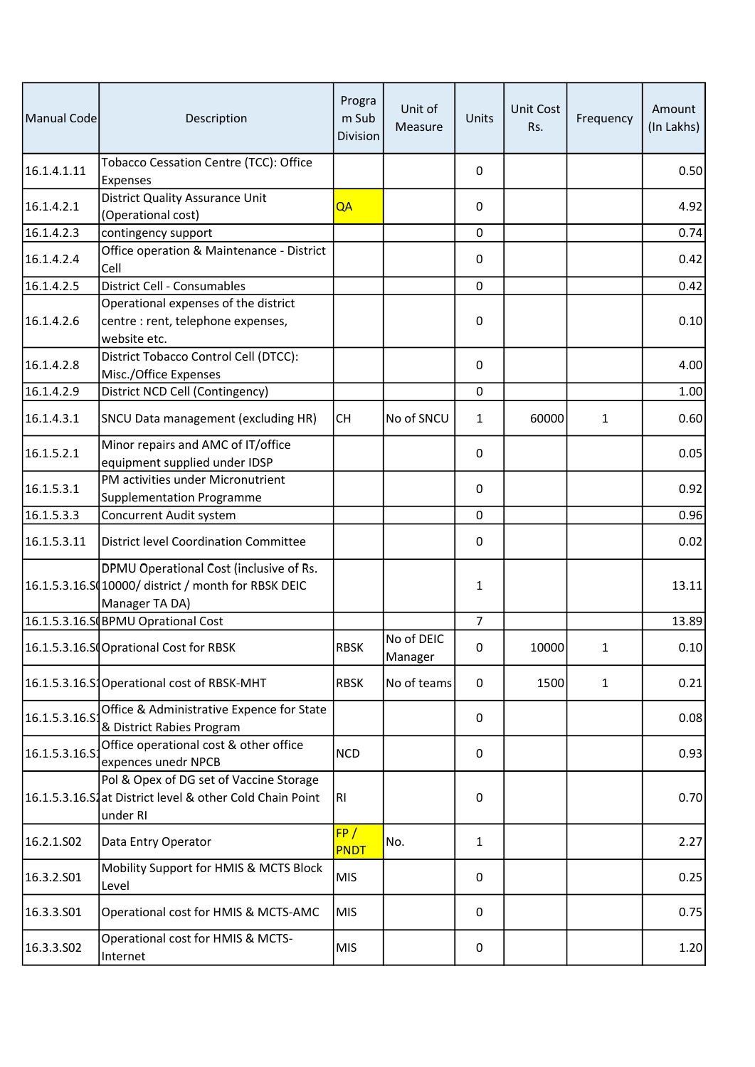| Manual Code | Description | Program Sub Division | Unit of Measure | Units | Unit Cost Rs. | Frequency | Amount (In Lakhs) |
|---|---|---|---|---|---|---|---|
| 16.1.4.1.11 | Tobacco Cessation Centre (TCC): Office Expenses | | | 0 | | | 0.50 |
| 16.1.4.2.1 | District Quality Assurance Unit (Operational cost) | QA | | 0 | | | 4.92 |
| 16.1.4.2.3 | contingency support | | | 0 | | | 0.74 |
| 16.1.4.2.4 | Office operation & Maintenance - District Cell | | | 0 | | | 0.42 |
| 16.1.4.2.5 | District Cell - Consumables | | | 0 | | | 0.42 |
| 16.1.4.2.6 | Operational expenses of the district centre : rent, telephone expenses, website etc. | | | 0 | | | 0.10 |
| 16.1.4.2.8 | District Tobacco Control Cell (DTCC): Misc./Office Expenses | | | 0 | | | 4.00 |
| 16.1.4.2.9 | District NCD Cell (Contingency) | | | 0 | | | 1.00 |
| 16.1.4.3.1 | SNCU Data management (excluding HR) | CH | No of SNCU | 1 | 60000 | 1 | 0.60 |
| 16.1.5.2.1 | Minor repairs and AMC of IT/office equipment supplied under IDSP | | | 0 | | | 0.05 |
| 16.1.5.3.1 | PM activities under Micronutrient Supplementation Programme | | | 0 | | | 0.92 |
| 16.1.5.3.3 | Concurrent Audit system | | | 0 | | | 0.96 |
| 16.1.5.3.11 | District level Coordination Committee | | | 0 | | | 0.02 |
| 16.1.5.3.16.S( | DPMU Operational Cost (inclusive of Rs. 10000/ district / month for RBSK DEIC Manager TA DA) | | | 1 | | | 13.11 |
| 16.1.5.3.16.S( | BPMU Oprational Cost | | | 7 | | | 13.89 |
| 16.1.5.3.16.S( | Oprational Cost for RBSK | RBSK | No of DEIC Manager | 0 | 10000 | 1 | 0.10 |
| 16.1.5.3.16.S1 | Operational cost of RBSK-MHT | RBSK | No of teams | 0 | 1500 | 1 | 0.21 |
| 16.1.5.3.16.S1 | Office & Administrative Expence for State & District Rabies Program | | | 0 | | | 0.08 |
| 16.1.5.3.16.S1 | Office operational cost & other office expences unedr NPCB | NCD | | 0 | | | 0.93 |
| 16.1.5.3.16.S2 | Pol & Opex of DG set of Vaccine Storage at District level & other Cold Chain Point under RI | RI | | 0 | | | 0.70 |
| 16.2.1.S02 | Data Entry Operator | FP / PNDT | No. | 1 | | | 2.27 |
| 16.3.2.S01 | Mobility Support for HMIS & MCTS Block Level | MIS | | 0 | | | 0.25 |
| 16.3.3.S01 | Operational cost for HMIS & MCTS-AMC | MIS | | 0 | | | 0.75 |
| 16.3.3.S02 | Operational cost for HMIS & MCTS-Internet | MIS | | 0 | | | 1.20 |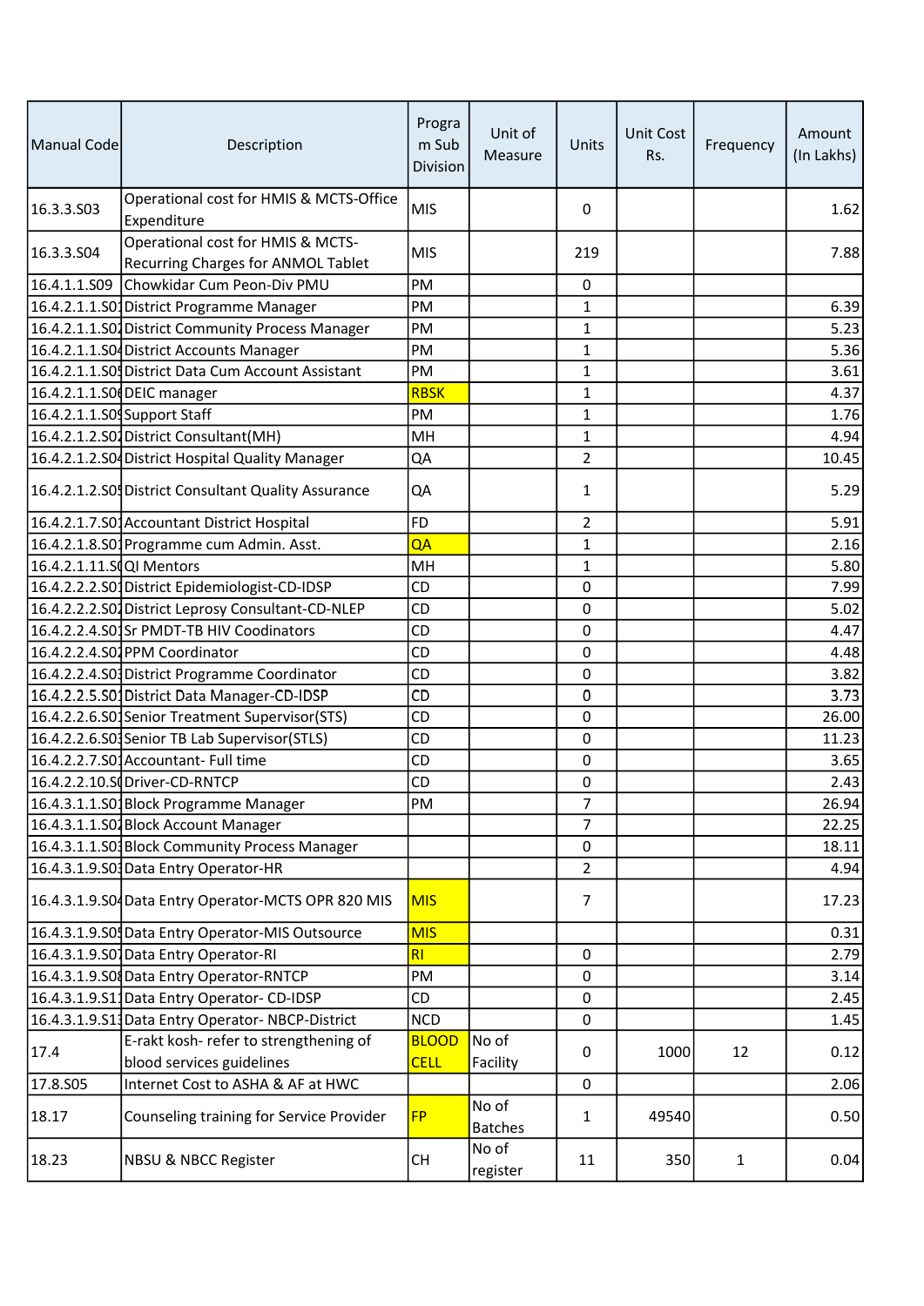| Manual Code | Description | Program Sub Division | Unit of Measure | Units | Unit Cost Rs. | Frequency | Amount (In Lakhs) |
|---|---|---|---|---|---|---|---|
| 16.3.3.S03 | Operational cost for HMIS & MCTS-Office Expenditure | MIS | | 0 | | | 1.62 |
| 16.3.3.S04 | Operational cost for HMIS & MCTS-Recurring Charges for ANMOL Tablet | MIS | | 219 | | | 7.88 |
| 16.4.1.1.S09 | Chowkidar Cum Peon-Div PMU | PM | | 0 | | | |
| 16.4.2.1.1.S01 | District Programme Manager | PM | | 1 | | | 6.39 |
| 16.4.2.1.1.S02 | District Community Process Manager | PM | | 1 | | | 5.23 |
| 16.4.2.1.1.S04 | District Accounts Manager | PM | | 1 | | | 5.36 |
| 16.4.2.1.1.S05 | District Data Cum Account Assistant | PM | | 1 | | | 3.61 |
| 16.4.2.1.1.S06 | DEIC manager | RBSK | | 1 | | | 4.37 |
| 16.4.2.1.1.S09 | Support Staff | PM | | 1 | | | 1.76 |
| 16.4.2.1.2.S02 | District Consultant(MH) | MH | | 1 | | | 4.94 |
| 16.4.2.1.2.S04 | District Hospital Quality Manager | QA | | 2 | | | 10.45 |
| 16.4.2.1.2.S05 | District Consultant Quality Assurance | QA | | 1 | | | 5.29 |
| 16.4.2.1.7.S01 | Accountant District Hospital | FD | | 2 | | | 5.91 |
| 16.4.2.1.8.S01 | Programme cum Admin. Asst. | QA | | 1 | | | 2.16 |
| 16.4.2.1.11.S0 | QI Mentors | MH | | 1 | | | 5.80 |
| 16.4.2.2.2.S01 | District Epidemiologist-CD-IDSP | CD | | 0 | | | 7.99 |
| 16.4.2.2.2.S02 | District Leprosy Consultant-CD-NLEP | CD | | 0 | | | 5.02 |
| 16.4.2.2.4.S01 | Sr PMDT-TB HIV Coodinators | CD | | 0 | | | 4.47 |
| 16.4.2.2.4.S02 | PPM Coordinator | CD | | 0 | | | 4.48 |
| 16.4.2.2.4.S03 | District Programme Coordinator | CD | | 0 | | | 3.82 |
| 16.4.2.2.5.S01 | District Data Manager-CD-IDSP | CD | | 0 | | | 3.73 |
| 16.4.2.2.6.S01 | Senior Treatment Supervisor(STS) | CD | | 0 | | | 26.00 |
| 16.4.2.2.6.S03 | Senior TB Lab Supervisor(STLS) | CD | | 0 | | | 11.23 |
| 16.4.2.2.7.S01 | Accountant- Full time | CD | | 0 | | | 3.65 |
| 16.4.2.2.10.S0 | Driver-CD-RNTCP | CD | | 0 | | | 2.43 |
| 16.4.3.1.1.S01 | Block Programme Manager | PM | | 7 | | | 26.94 |
| 16.4.3.1.1.S02 | Block Account Manager | | | 7 | | | 22.25 |
| 16.4.3.1.1.S03 | Block Community Process Manager | | | 0 | | | 18.11 |
| 16.4.3.1.9.S03 | Data Entry Operator-HR | | | 2 | | | 4.94 |
| 16.4.3.1.9.S04 | Data Entry Operator-MCTS OPR 820 MIS | MIS | | 7 | | | 17.23 |
| 16.4.3.1.9.S05 | Data Entry Operator-MIS Outsource | MIS | | | | | 0.31 |
| 16.4.3.1.9.S07 | Data Entry Operator-RI | RI | | 0 | | | 2.79 |
| 16.4.3.1.9.S08 | Data Entry Operator-RNTCP | PM | | 0 | | | 3.14 |
| 16.4.3.1.9.S11 | Data Entry Operator- CD-IDSP | CD | | 0 | | | 2.45 |
| 16.4.3.1.9.S13 | Data Entry Operator- NBCP-District | NCD | | 0 | | | 1.45 |
| 17.4 | E-rakt kosh- refer to strengthening of blood services guidelines | BLOOD CELL | No of Facility | 0 | 1000 | 12 | 0.12 |
| 17.8.S05 | Internet Cost to ASHA & AF at HWC | | | 0 | | | 2.06 |
| 18.17 | Counseling training for Service Provider | FP | No of Batches | 1 | 49540 | | 0.50 |
| 18.23 | NBSU & NBCC Register | CH | No of register | 11 | 350 | 1 | 0.04 |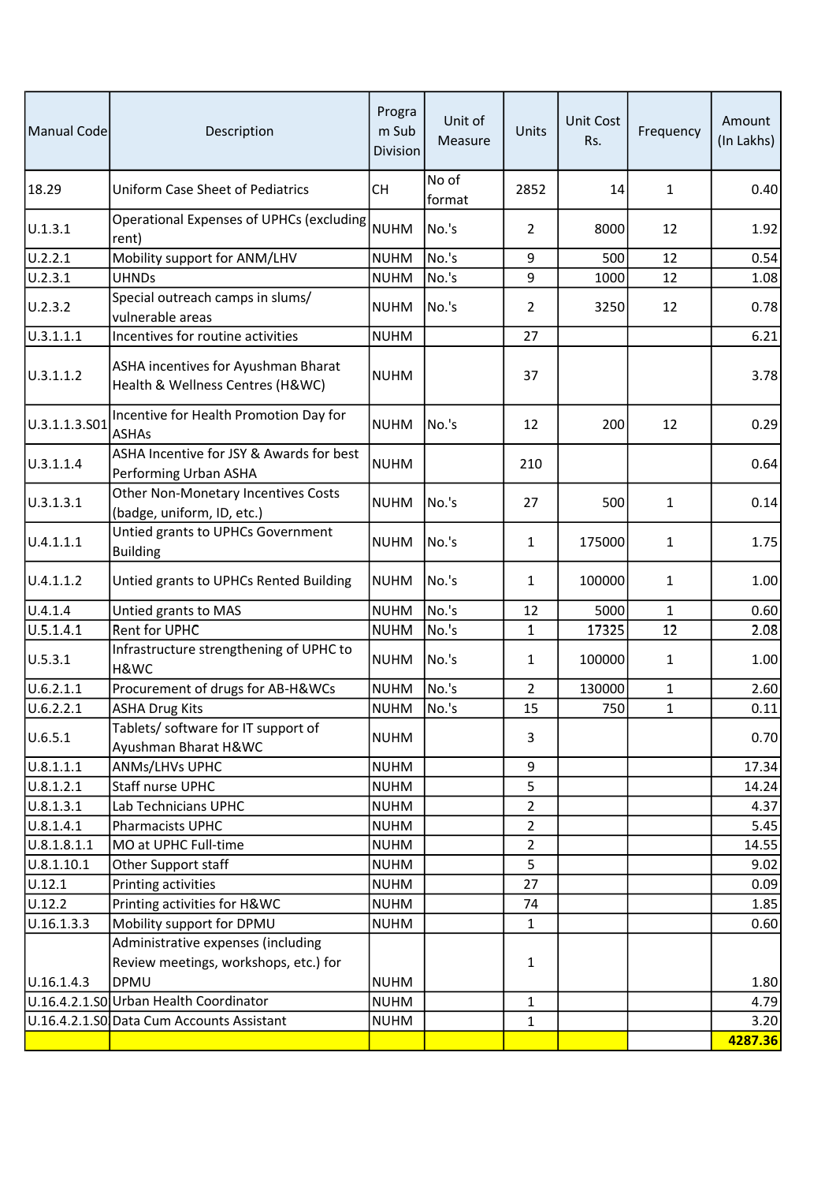| Manual Code | Description | Program Sub Division | Unit of Measure | Units | Unit Cost Rs. | Frequency | Amount (In Lakhs) |
|---|---|---|---|---|---|---|---|
| 18.29 | Uniform Case Sheet of Pediatrics | CH | No of format | 2852 | 14 | 1 | 0.40 |
| U.1.3.1 | Operational Expenses of UPHCs (excluding rent) | NUHM | No.'s | 2 | 8000 | 12 | 1.92 |
| U.2.2.1 | Mobility support for ANM/LHV | NUHM | No.'s | 9 | 500 | 12 | 0.54 |
| U.2.3.1 | UHNDs | NUHM | No.'s | 9 | 1000 | 12 | 1.08 |
| U.2.3.2 | Special outreach camps in slums/ vulnerable areas | NUHM | No.'s | 2 | 3250 | 12 | 0.78 |
| U.3.1.1.1 | Incentives for routine activities | NUHM | | 27 | | | 6.21 |
| U.3.1.1.2 | ASHA incentives for Ayushman Bharat Health & Wellness Centres (H&WC) | NUHM | | 37 | | | 3.78 |
| U.3.1.1.3.S01 | Incentive for Health Promotion Day for ASHAs | NUHM | No.'s | 12 | 200 | 12 | 0.29 |
| U.3.1.1.4 | ASHA Incentive for JSY & Awards for best Performing Urban ASHA | NUHM | | 210 | | | 0.64 |
| U.3.1.3.1 | Other Non-Monetary Incentives Costs (badge, uniform, ID, etc.) | NUHM | No.'s | 27 | 500 | 1 | 0.14 |
| U.4.1.1.1 | Untied grants to UPHCs Government Building | NUHM | No.'s | 1 | 175000 | 1 | 1.75 |
| U.4.1.1.2 | Untied grants to UPHCs Rented Building | NUHM | No.'s | 1 | 100000 | 1 | 1.00 |
| U.4.1.4 | Untied grants to MAS | NUHM | No.'s | 12 | 5000 | 1 | 0.60 |
| U.5.1.4.1 | Rent for UPHC | NUHM | No.'s | 1 | 17325 | 12 | 2.08 |
| U.5.3.1 | Infrastructure strengthening of UPHC to H&WC | NUHM | No.'s | 1 | 100000 | 1 | 1.00 |
| U.6.2.1.1 | Procurement of drugs for AB-H&WCs | NUHM | No.'s | 2 | 130000 | 1 | 2.60 |
| U.6.2.2.1 | ASHA Drug Kits | NUHM | No.'s | 15 | 750 | 1 | 0.11 |
| U.6.5.1 | Tablets/ software for IT support of Ayushman Bharat H&WC | NUHM | | 3 | | | 0.70 |
| U.8.1.1.1 | ANMs/LHVs UPHC | NUHM | | 9 | | | 17.34 |
| U.8.1.2.1 | Staff nurse UPHC | NUHM | | 5 | | | 14.24 |
| U.8.1.3.1 | Lab Technicians UPHC | NUHM | | 2 | | | 4.37 |
| U.8.1.4.1 | Pharmacists UPHC | NUHM | | 2 | | | 5.45 |
| U.8.1.8.1.1 | MO at UPHC Full-time | NUHM | | 2 | | | 14.55 |
| U.8.1.10.1 | Other Support staff | NUHM | | 5 | | | 9.02 |
| U.12.1 | Printing activities | NUHM | | 27 | | | 0.09 |
| U.12.2 | Printing activities for H&WC | NUHM | | 74 | | | 1.85 |
| U.16.1.3.3 | Mobility support for DPMU | NUHM | | 1 | | | 0.60 |
| U.16.1.4.3 | Administrative expenses (including Review meetings, workshops, etc.) for DPMU | NUHM | | 1 | | | 1.80 |
| U.16.4.2.1.S0 | Urban Health Coordinator | NUHM | | 1 | | | 4.79 |
| U.16.4.2.1.S0 | Data Cum Accounts Assistant | NUHM | | 1 | | | 3.20 |
| | | | | | | | **4287.36** |